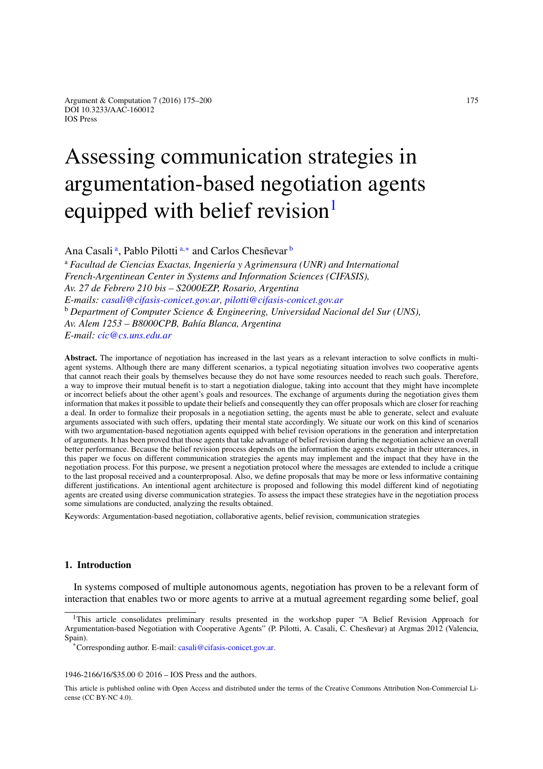# Assessing communication strategies in argumentation-based negotiation agents equipped with belief revision[1]

Ana Casali [a], Pablo Pilotti [a,*] and Carlos Chesñevar [b]

[a] *Facultad de Ciencias Exactas, Ingeniería y Agrimensura (UNR) and International French-Argentinean Center in Systems and Information Sciences (CIFASIS), Av. 27 de Febrero 210 bis – S2000EZP, Rosario, Argentina*
*E-mails: casali@cifasis-conicet.gov.ar, pilotti@cifasis-conicet.gov.ar*

[b] *Department of Computer Science & Engineering, Universidad Nacional del Sur (UNS), Av. Alem 1253 – B8000CPB, Bahía Blanca, Argentina*
*E-mail: cic@cs.uns.edu.ar*

**Abstract.** The importance of negotiation has increased in the last years as a relevant interaction to solve conflicts in multi-agent systems. Although there are many different scenarios, a typical negotiating situation involves two cooperative agents that cannot reach their goals by themselves because they do not have some resources needed to reach such goals. Therefore, a way to improve their mutual benefit is to start a negotiation dialogue, taking into account that they might have incomplete or incorrect beliefs about the other agent's goals and resources. The exchange of arguments during the negotiation gives them information that makes it possible to update their beliefs and consequently they can offer proposals which are closer for reaching a deal. In order to formalize their proposals in a negotiation setting, the agents must be able to generate, select and evaluate arguments associated with such offers, updating their mental state accordingly. We situate our work on this kind of scenarios with two argumentation-based negotiation agents equipped with belief revision operations in the generation and interpretation of arguments. It has been proved that those agents that take advantage of belief revision during the negotiation achieve an overall better performance. Because the belief revision process depends on the information the agents exchange in their utterances, in this paper we focus on different communication strategies the agents may implement and the impact that they have in the negotiation process. For this purpose, we present a negotiation protocol where the messages are extended to include a critique to the last proposal received and a counterproposal. Also, we define proposals that may be more or less informative containing different justifications. An intentional agent architecture is proposed and following this model different kind of negotiating agents are created using diverse communication strategies. To assess the impact these strategies have in the negotiation process some simulations are conducted, analyzing the results obtained.

Keywords: Argumentation-based negotiation, collaborative agents, belief revision, communication strategies

## 1. Introduction

In systems composed of multiple autonomous agents, negotiation has proven to be a relevant form of interaction that enables two or more agents to arrive at a mutual agreement regarding some belief, goal

---

[1] This article consolidates preliminary results presented in the workshop paper "A Belief Revision Approach for Argumentation-based Negotiation with Cooperative Agents" (P. Pilotti, A. Casali, C. Chesñevar) at Argmas 2012 (Valencia, Spain).

[*] Corresponding author. E-mail: casali@cifasis-conicet.gov.ar.

1946-2166/16/$35.00 © 2016 – IOS Press and the authors.

This article is published online with Open Access and distributed under the terms of the Creative Commons Attribution Non-Commercial License (CC BY-NC 4.0).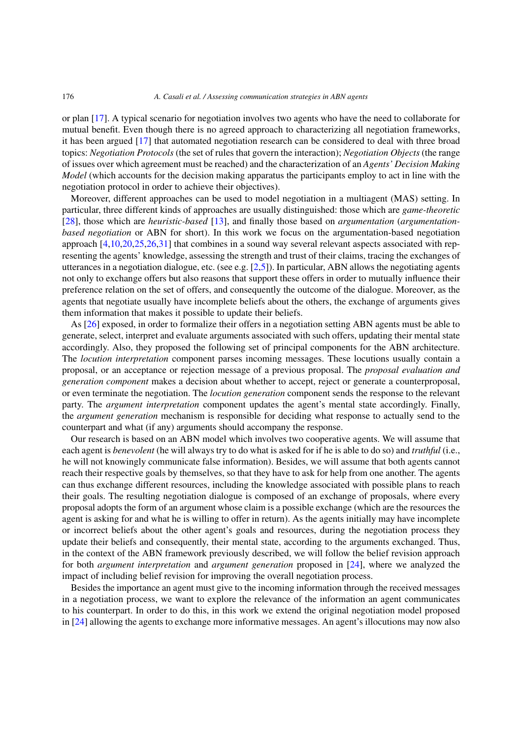or plan [17]. A typical scenario for negotiation involves two agents who have the need to collaborate for mutual benefit. Even though there is no agreed approach to characterizing all negotiation frameworks, it has been argued [17] that automated negotiation research can be considered to deal with three broad topics: *Negotiation Protocols* (the set of rules that govern the interaction); *Negotiation Objects* (the range of issues over which agreement must be reached) and the characterization of an *Agents' Decision Making Model* (which accounts for the decision making apparatus the participants employ to act in line with the negotiation protocol in order to achieve their objectives).

Moreover, different approaches can be used to model negotiation in a multiagent (MAS) setting. In particular, three different kinds of approaches are usually distinguished: those which are *game-theoretic* [28], those which are *heuristic-based* [13], and finally those based on *argumentation* (*argumentation-based negotiation* or ABN for short). In this work we focus on the argumentation-based negotiation approach [4,10,20,25,26,31] that combines in a sound way several relevant aspects associated with representing the agents' knowledge, assessing the strength and trust of their claims, tracing the exchanges of utterances in a negotiation dialogue, etc. (see e.g. [2,5]). In particular, ABN allows the negotiating agents not only to exchange offers but also reasons that support these offers in order to mutually influence their preference relation on the set of offers, and consequently the outcome of the dialogue. Moreover, as the agents that negotiate usually have incomplete beliefs about the others, the exchange of arguments gives them information that makes it possible to update their beliefs.

As [26] exposed, in order to formalize their offers in a negotiation setting ABN agents must be able to generate, select, interpret and evaluate arguments associated with such offers, updating their mental state accordingly. Also, they proposed the following set of principal components for the ABN architecture. The *locution interpretation* component parses incoming messages. These locutions usually contain a proposal, or an acceptance or rejection message of a previous proposal. The *proposal evaluation and generation component* makes a decision about whether to accept, reject or generate a counterproposal, or even terminate the negotiation. The *locution generation* component sends the response to the relevant party. The *argument interpretation* component updates the agent's mental state accordingly. Finally, the *argument generation* mechanism is responsible for deciding what response to actually send to the counterpart and what (if any) arguments should accompany the response.

Our research is based on an ABN model which involves two cooperative agents. We will assume that each agent is *benevolent* (he will always try to do what is asked for if he is able to do so) and *truthful* (i.e., he will not knowingly communicate false information). Besides, we will assume that both agents cannot reach their respective goals by themselves, so that they have to ask for help from one another. The agents can thus exchange different resources, including the knowledge associated with possible plans to reach their goals. The resulting negotiation dialogue is composed of an exchange of proposals, where every proposal adopts the form of an argument whose claim is a possible exchange (which are the resources the agent is asking for and what he is willing to offer in return). As the agents initially may have incomplete or incorrect beliefs about the other agent's goals and resources, during the negotiation process they update their beliefs and consequently, their mental state, according to the arguments exchanged. Thus, in the context of the ABN framework previously described, we will follow the belief revision approach for both *argument interpretation* and *argument generation* proposed in [24], where we analyzed the impact of including belief revision for improving the overall negotiation process.

Besides the importance an agent must give to the incoming information through the received messages in a negotiation process, we want to explore the relevance of the information an agent communicates to his counterpart. In order to do this, in this work we extend the original negotiation model proposed in [24] allowing the agents to exchange more informative messages. An agent's illocutions may now also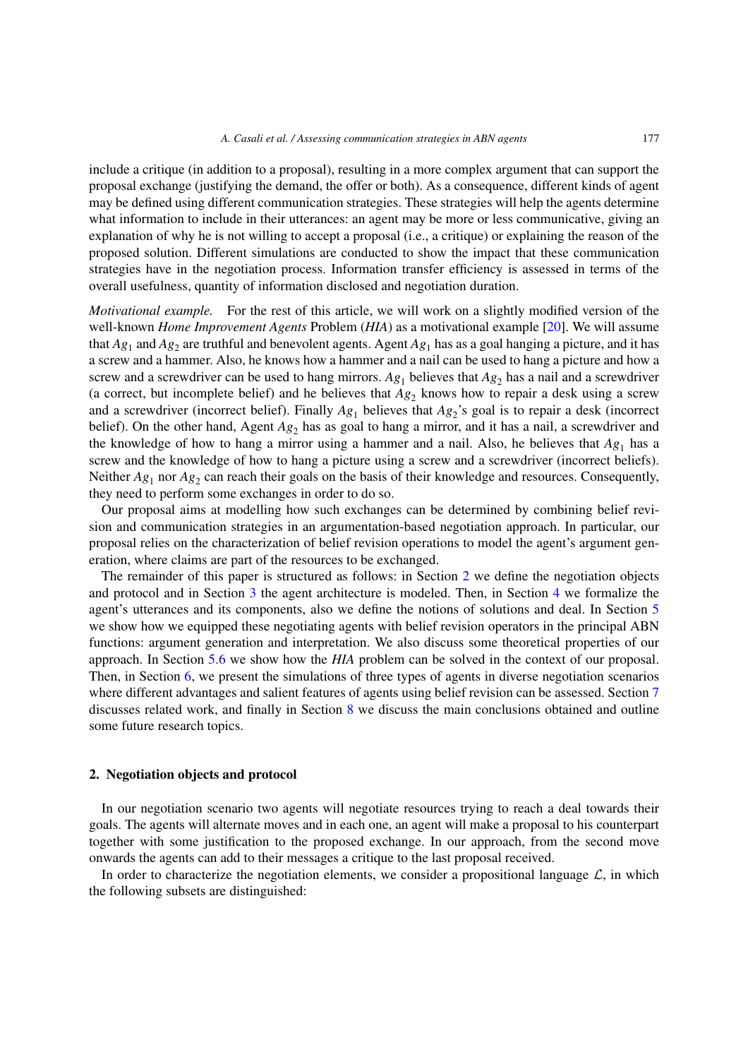include a critique (in addition to a proposal), resulting in a more complex argument that can support the proposal exchange (justifying the demand, the offer or both). As a consequence, different kinds of agent may be defined using different communication strategies. These strategies will help the agents determine what information to include in their utterances: an agent may be more or less communicative, giving an explanation of why he is not willing to accept a proposal (i.e., a critique) or explaining the reason of the proposed solution. Different simulations are conducted to show the impact that these communication strategies have in the negotiation process. Information transfer efficiency is assessed in terms of the overall usefulness, quantity of information disclosed and negotiation duration.

*Motivational example.* For the rest of this article, we will work on a slightly modified version of the well-known *Home Improvement Agents* Problem (*HIA*) as a motivational example [20]. We will assume that $Ag_1$ and $Ag_2$ are truthful and benevolent agents. Agent $Ag_1$ has as a goal hanging a picture, and it has a screw and a hammer. Also, he knows how a hammer and a nail can be used to hang a picture and how a screw and a screwdriver can be used to hang mirrors. $Ag_1$ believes that $Ag_2$ has a nail and a screwdriver (a correct, but incomplete belief) and he believes that $Ag_2$ knows how to repair a desk using a screw and a screwdriver (incorrect belief). Finally $Ag_1$ believes that $Ag_2$'s goal is to repair a desk (incorrect belief). On the other hand, Agent $Ag_2$ has as goal to hang a mirror, and it has a nail, a screwdriver and the knowledge of how to hang a mirror using a hammer and a nail. Also, he believes that $Ag_1$ has a screw and the knowledge of how to hang a picture using a screw and a screwdriver (incorrect beliefs). Neither $Ag_1$ nor $Ag_2$ can reach their goals on the basis of their knowledge and resources. Consequently, they need to perform some exchanges in order to do so.

Our proposal aims at modelling how such exchanges can be determined by combining belief revision and communication strategies in an argumentation-based negotiation approach. In particular, our proposal relies on the characterization of belief revision operations to model the agent's argument generation, where claims are part of the resources to be exchanged.

The remainder of this paper is structured as follows: in Section 2 we define the negotiation objects and protocol and in Section 3 the agent architecture is modeled. Then, in Section 4 we formalize the agent's utterances and its components, also we define the notions of solutions and deal. In Section 5 we show how we equipped these negotiating agents with belief revision operators in the principal ABN functions: argument generation and interpretation. We also discuss some theoretical properties of our approach. In Section 5.6 we show how the *HIA* problem can be solved in the context of our proposal. Then, in Section 6, we present the simulations of three types of agents in diverse negotiation scenarios where different advantages and salient features of agents using belief revision can be assessed. Section 7 discusses related work, and finally in Section 8 we discuss the main conclusions obtained and outline some future research topics.

## 2. Negotiation objects and protocol

In our negotiation scenario two agents will negotiate resources trying to reach a deal towards their goals. The agents will alternate moves and in each one, an agent will make a proposal to his counterpart together with some justification to the proposed exchange. In our approach, from the second move onwards the agents can add to their messages a critique to the last proposal received.

In order to characterize the negotiation elements, we consider a propositional language $\mathcal{L}$, in which the following subsets are distinguished: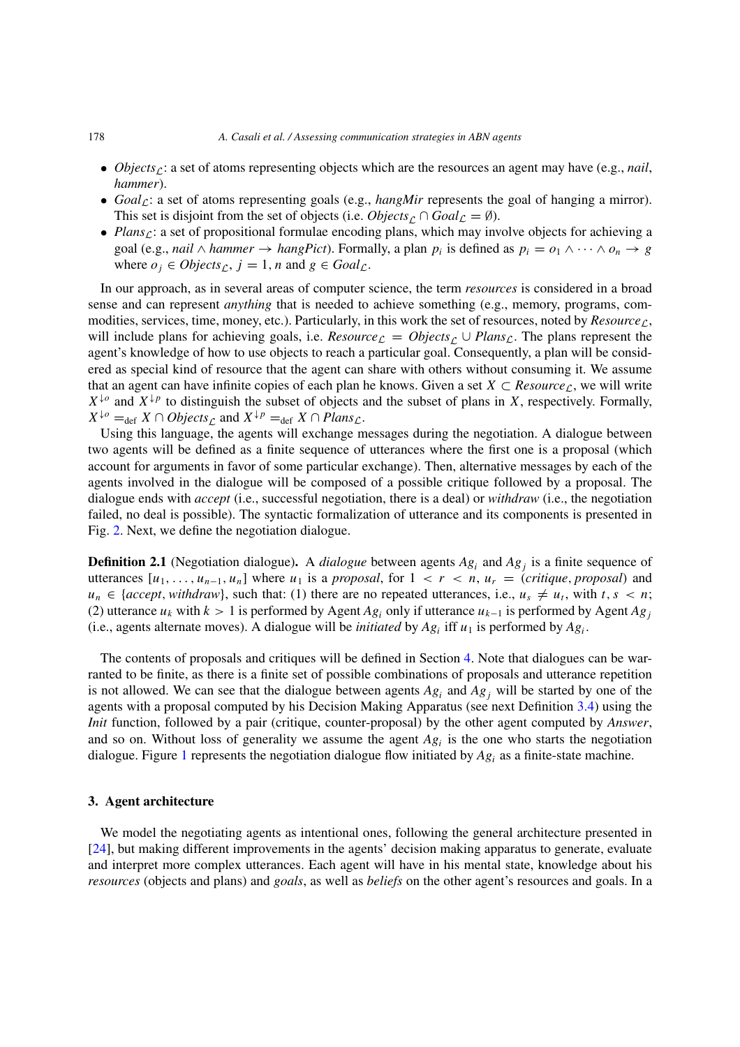- $Objects_{\mathcal{L}}$: a set of atoms representing objects which are the resources an agent may have (e.g., *nail*, *hammer*).
- $Goal_{\mathcal{L}}$: a set of atoms representing goals (e.g., *hangMir* represents the goal of hanging a mirror). This set is disjoint from the set of objects (i.e. $Objects_{\mathcal{L}} \cap Goal_{\mathcal{L}} = \emptyset$).
- $Plans_{\mathcal{L}}$: a set of propositional formulae encoding plans, which may involve objects for achieving a goal (e.g., $nail \wedge hammer \rightarrow hangPict$). Formally, a plan $p_i$ is defined as $p_i = o_1 \wedge \cdots \wedge o_n \rightarrow g$ where $o_j \in Objects_{\mathcal{L}}$, $j = 1, n$ and $g \in Goal_{\mathcal{L}}$.

In our approach, as in several areas of computer science, the term *resources* is considered in a broad sense and can represent *anything* that is needed to achieve something (e.g., memory, programs, commodities, services, time, money, etc.). Particularly, in this work the set of resources, noted by $Resource_{\mathcal{L}}$, will include plans for achieving goals, i.e. $Resource_{\mathcal{L}} = Objects_{\mathcal{L}} \cup Plans_{\mathcal{L}}$. The plans represent the agent's knowledge of how to use objects to reach a particular goal. Consequently, a plan will be considered as special kind of resource that the agent can share with others without consuming it. We assume that an agent can have infinite copies of each plan he knows. Given a set $X \subset Resource_{\mathcal{L}}$, we will write $X^{\downarrow o}$ and $X^{\downarrow p}$ to distinguish the subset of objects and the subset of plans in $X$, respectively. Formally, $X^{\downarrow o} =_{\text{def}} X \cap Objects_{\mathcal{L}}$ and $X^{\downarrow p} =_{\text{def}} X \cap Plans_{\mathcal{L}}$.

Using this language, the agents will exchange messages during the negotiation. A dialogue between two agents will be defined as a finite sequence of utterances where the first one is a proposal (which account for arguments in favor of some particular exchange). Then, alternative messages by each of the agents involved in the dialogue will be composed of a possible critique followed by a proposal. The dialogue ends with *accept* (i.e., successful negotiation, there is a deal) or *withdraw* (i.e., the negotiation failed, no deal is possible). The syntactic formalization of utterance and its components is presented in Fig. 2. Next, we define the negotiation dialogue.

**Definition 2.1** (Negotiation dialogue)**.** A *dialogue* between agents $Ag_i$ and $Ag_j$ is a finite sequence of utterances $[u_1, \ldots, u_{n-1}, u_n]$ where $u_1$ is a *proposal*, for $1 < r < n$, $u_r = (critique, proposal)$ and $u_n \in \{accept, withdraw\}$, such that: (1) there are no repeated utterances, i.e., $u_s \neq u_t$, with $t, s < n$; (2) utterance $u_k$ with $k > 1$ is performed by Agent $Ag_i$ only if utterance $u_{k-1}$ is performed by Agent $Ag_j$ (i.e., agents alternate moves). A dialogue will be *initiated* by $Ag_i$ iff $u_1$ is performed by $Ag_i$.

The contents of proposals and critiques will be defined in Section 4. Note that dialogues can be warranted to be finite, as there is a finite set of possible combinations of proposals and utterance repetition is not allowed. We can see that the dialogue between agents $Ag_i$ and $Ag_j$ will be started by one of the agents with a proposal computed by his Decision Making Apparatus (see next Definition 3.4) using the *Init* function, followed by a pair (critique, counter-proposal) by the other agent computed by *Answer*, and so on. Without loss of generality we assume the agent $Ag_i$ is the one who starts the negotiation dialogue. Figure 1 represents the negotiation dialogue flow initiated by $Ag_i$ as a finite-state machine.

## 3. Agent architecture

We model the negotiating agents as intentional ones, following the general architecture presented in [24], but making different improvements in the agents' decision making apparatus to generate, evaluate and interpret more complex utterances. Each agent will have in his mental state, knowledge about his *resources* (objects and plans) and *goals*, as well as *beliefs* on the other agent's resources and goals. In a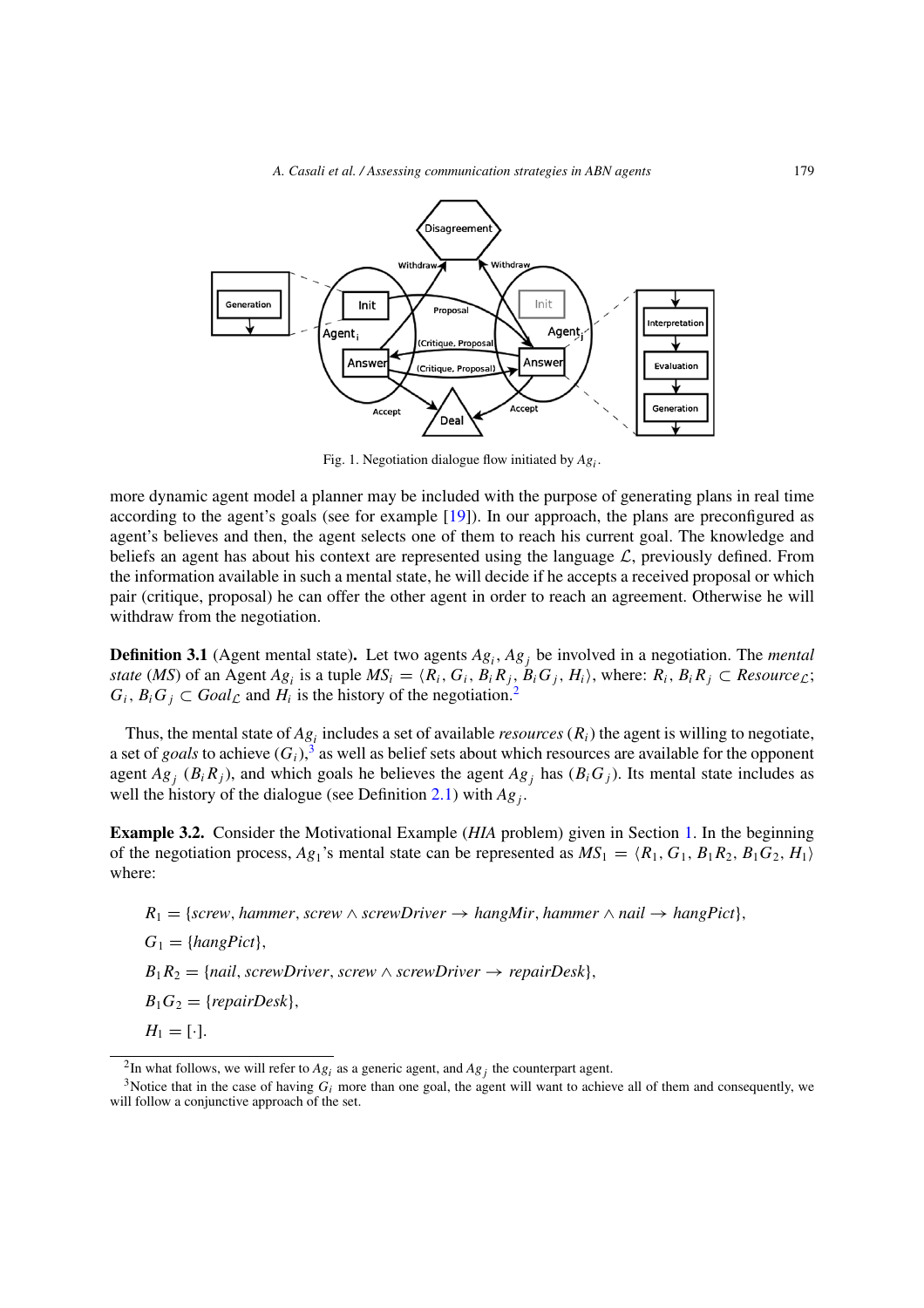Fig. 1. Negotiation dialogue flow initiated by $Ag_i$.

more dynamic agent model a planner may be included with the purpose of generating plans in real time according to the agent's goals (see for example [19]). In our approach, the plans are preconfigured as agent's believes and then, the agent selects one of them to reach his current goal. The knowledge and beliefs an agent has about his context are represented using the language $\mathcal{L}$, previously defined. From the information available in such a mental state, he will decide if he accepts a received proposal or which pair (critique, proposal) he can offer the other agent in order to reach an agreement. Otherwise he will withdraw from the negotiation.

**Definition 3.1** (Agent mental state)**.** Let two agents $Ag_i$, $Ag_j$ be involved in a negotiation. The *mental state* (*MS*) of an Agent $Ag_i$ is a tuple $MS_i = \langle R_i, G_i, B_iR_j, B_iG_j, H_i \rangle$, where: $R_i, B_iR_j \subset Resource_{\mathcal{L}}$; $G_i, B_iG_j \subset Goal_{\mathcal{L}}$ and $H_i$ is the history of the negotiation.[2]

Thus, the mental state of $Ag_i$ includes a set of available *resources* ($R_i$) the agent is willing to negotiate, a set of *goals* to achieve ($G_i$),[3] as well as belief sets about which resources are available for the opponent agent $Ag_j$ ($B_iR_j$), and which goals he believes the agent $Ag_j$ has ($B_iG_j$). Its mental state includes as well the history of the dialogue (see Definition 2.1) with $Ag_j$.

**Example 3.2.** Consider the Motivational Example (*HIA* problem) given in Section 1. In the beginning of the negotiation process, $Ag_1$'s mental state can be represented as $MS_1 = \langle R_1, G_1, B_1R_2, B_1G_2, H_1 \rangle$ where:

$$R_1 = \{screw, hammer, screw \wedge screwDriver \rightarrow hangMir, hammer \wedge nail \rightarrow hangPict\},$$

$$G_1 = \{hangPict\},$$

$$B_1R_2 = \{nail, screwDriver, screw \wedge screwDriver \rightarrow repairDesk\},$$

$$B_1G_2 = \{repairDesk\},$$

$$H_1 = [\cdot].$$

[2] In what follows, we will refer to $Ag_i$ as a generic agent, and $Ag_j$ the counterpart agent.

[3] Notice that in the case of having $G_i$ more than one goal, the agent will want to achieve all of them and consequently, we will follow a conjunctive approach of the set.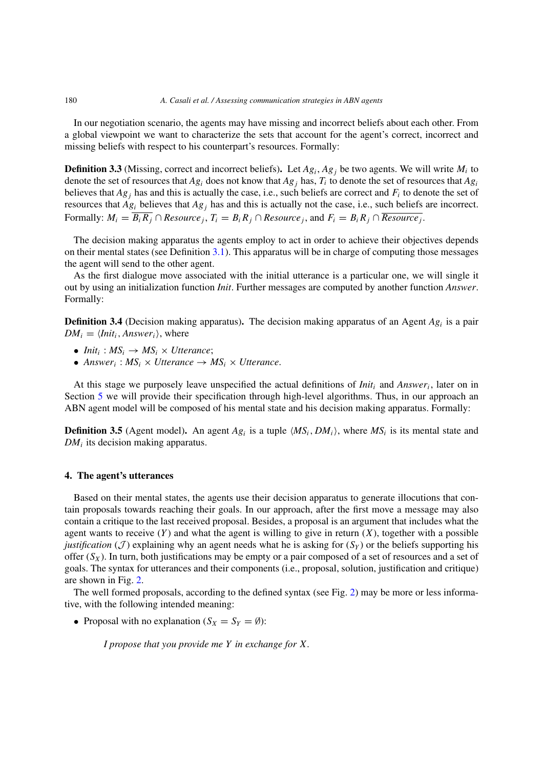In our negotiation scenario, the agents may have missing and incorrect beliefs about each other. From a global viewpoint we want to characterize the sets that account for the agent's correct, incorrect and missing beliefs with respect to his counterpart's resources. Formally:

**Definition 3.3** (Missing, correct and incorrect beliefs)**.** Let $Ag_i, Ag_j$ be two agents. We will write $M_i$ to denote the set of resources that $Ag_i$ does not know that $Ag_j$ has, $T_i$ to denote the set of resources that $Ag_i$ believes that $Ag_j$ has and this is actually the case, i.e., such beliefs are correct and $F_i$ to denote the set of resources that $Ag_i$ believes that $Ag_j$ has and this is actually not the case, i.e., such beliefs are incorrect. Formally: $M_i = \overline{B_i R_j} \cap Resource_j$, $T_i = B_i R_j \cap Resource_j$, and $F_i = B_i R_j \cap \overline{Resource_j}$.

The decision making apparatus the agents employ to act in order to achieve their objectives depends on their mental states (see Definition 3.1). This apparatus will be in charge of computing those messages the agent will send to the other agent.

As the first dialogue move associated with the initial utterance is a particular one, we will single it out by using an initialization function *Init*. Further messages are computed by another function *Answer*. Formally:

**Definition 3.4** (Decision making apparatus)**.** The decision making apparatus of an Agent $Ag_i$ is a pair $DM_i = \langle Init_i, Answer_i \rangle$, where

- $Init_i : MS_i \rightarrow MS_i \times Utterance$;
- $Answer_i : MS_i \times Utterance \rightarrow MS_i \times Utterance$.

At this stage we purposely leave unspecified the actual definitions of $Init_i$ and $Answer_i$, later on in Section 5 we will provide their specification through high-level algorithms. Thus, in our approach an ABN agent model will be composed of his mental state and his decision making apparatus. Formally:

**Definition 3.5** (Agent model)**.** An agent $Ag_i$ is a tuple $\langle MS_i, DM_i \rangle$, where $MS_i$ is its mental state and $DM_i$ its decision making apparatus.

## 4. The agent's utterances

Based on their mental states, the agents use their decision apparatus to generate illocutions that contain proposals towards reaching their goals. In our approach, after the first move a message may also contain a critique to the last received proposal. Besides, a proposal is an argument that includes what the agent wants to receive ($Y$) and what the agent is willing to give in return ($X$), together with a possible *justification* ($\mathcal{J}$) explaining why an agent needs what he is asking for ($S_Y$) or the beliefs supporting his offer ($S_X$). In turn, both justifications may be empty or a pair composed of a set of resources and a set of goals. The syntax for utterances and their components (i.e., proposal, solution, justification and critique) are shown in Fig. 2.

The well formed proposals, according to the defined syntax (see Fig. 2) may be more or less informative, with the following intended meaning:

- Proposal with no explanation ($S_X = S_Y = \emptyset$):

  *I propose that you provide me Y in exchange for X.*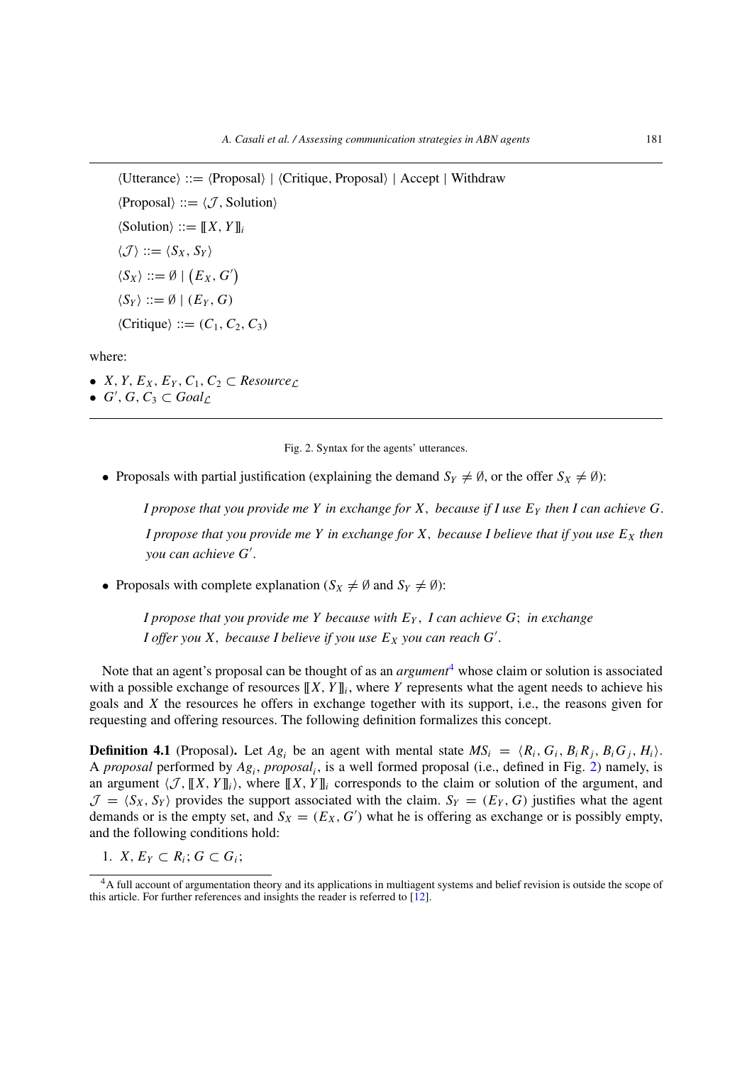$$\langle \text{Utterance} \rangle ::= \langle \text{Proposal} \rangle \mid \langle \text{Critique, Proposal} \rangle \mid \text{Accept} \mid \text{Withdraw}$$

$$\langle \text{Proposal} \rangle ::= \langle \mathcal{J}, \text{Solution} \rangle$$

$$\langle \text{Solution} \rangle ::= [\![X, Y]\!]_i$$

$$\langle \mathcal{J} \rangle ::= \langle S_X, S_Y \rangle$$

$$\langle S_X \rangle ::= \emptyset \mid (E_X, G')$$

$$\langle S_Y \rangle ::= \emptyset \mid (E_Y, G)$$

$$\langle \text{Critique} \rangle ::= (C_1, C_2, C_3)$$

where:

- $X, Y, E_X, E_Y, C_1, C_2 \subset Resource_{\mathcal{L}}$
- $G', G, C_3 \subset Goal_{\mathcal{L}}$

Fig. 2. Syntax for the agents' utterances.

- Proposals with partial justification (explaining the demand $S_Y \neq \emptyset$, or the offer $S_X \neq \emptyset$):

  *I propose that you provide me $Y$ in exchange for $X$, because if I use $E_Y$ then I can achieve $G$.*

  *I propose that you provide me $Y$ in exchange for $X$, because I believe that if you use $E_X$ then you can achieve $G'$.*

- Proposals with complete explanation ($S_X \neq \emptyset$ and $S_Y \neq \emptyset$):

  *I propose that you provide me $Y$ because with $E_Y$, I can achieve $G$; in exchange I offer you $X$, because I believe if you use $E_X$ you can reach $G'$.*

Note that an agent's proposal can be thought of as an *argument*[4] whose claim or solution is associated with a possible exchange of resources $[\![X, Y]\!]_i$, where $Y$ represents what the agent needs to achieve his goals and $X$ the resources he offers in exchange together with its support, i.e., the reasons given for requesting and offering resources. The following definition formalizes this concept.

**Definition 4.1** (Proposal)**.** Let $Ag_i$ be an agent with mental state $MS_i = \langle R_i, G_i, B_i R_j, B_i G_j, H_i \rangle$. A *proposal* performed by $Ag_i$, $proposal_i$, is a well formed proposal (i.e., defined in Fig. 2) namely, is an argument $\langle \mathcal{J}, [\![X, Y]\!]_i \rangle$, where $[\![X, Y]\!]_i$ corresponds to the claim or solution of the argument, and $\mathcal{J} = \langle S_X, S_Y \rangle$ provides the support associated with the claim. $S_Y = (E_Y, G)$ justifies what the agent demands or is the empty set, and $S_X = (E_X, G')$ what he is offering as exchange or is possibly empty, and the following conditions hold:

1. $X, E_Y \subset R_i$; $G \subset G_i$;

[4] A full account of argumentation theory and its applications in multiagent systems and belief revision is outside the scope of this article. For further references and insights the reader is referred to [12].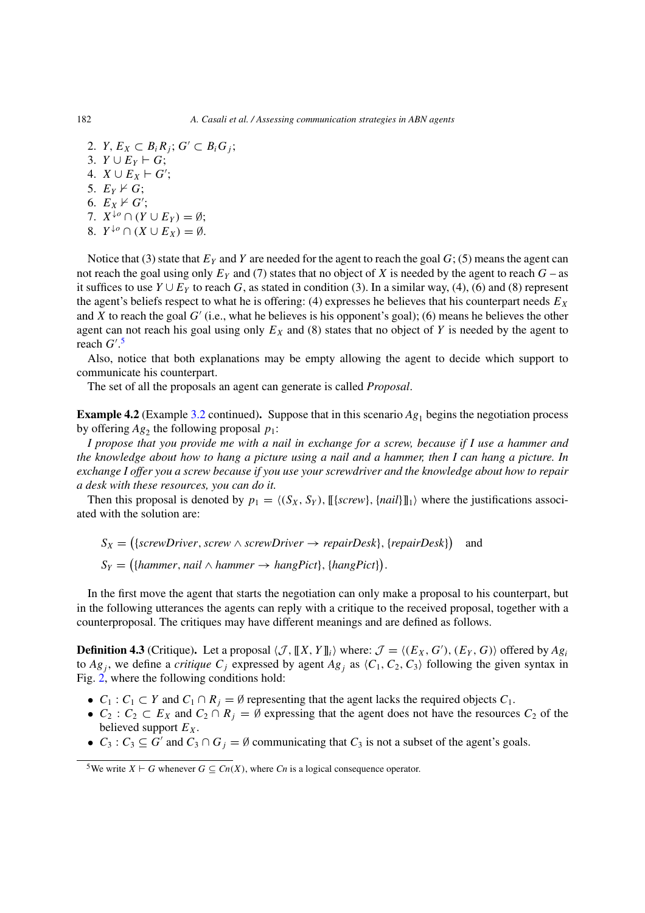2. $Y, E_X \subset B_i R_j$; $G' \subset B_i G_j$;
3. $Y \cup E_Y \vdash G$;
4. $X \cup E_X \vdash G'$;
5. $E_Y \nvdash G$;
6. $E_X \nvdash G'$;
7. $X^{\downarrow o} \cap (Y \cup E_Y) = \emptyset$;
8. $Y^{\downarrow o} \cap (X \cup E_X) = \emptyset$.

Notice that (3) state that $E_Y$ and $Y$ are needed for the agent to reach the goal $G$; (5) means the agent can not reach the goal using only $E_Y$ and (7) states that no object of $X$ is needed by the agent to reach $G$ – as it suffices to use $Y \cup E_Y$ to reach $G$, as stated in condition (3). In a similar way, (4), (6) and (8) represent the agent's beliefs respect to what he is offering: (4) expresses he believes that his counterpart needs $E_X$ and $X$ to reach the goal $G'$ (i.e., what he believes is his opponent's goal); (6) means he believes the other agent can not reach his goal using only $E_X$ and (8) states that no object of $Y$ is needed by the agent to reach $G'$.[5]

Also, notice that both explanations may be empty allowing the agent to decide which support to communicate his counterpart.

The set of all the proposals an agent can generate is called *Proposal*.

**Example 4.2** (Example 3.2 continued)**.** Suppose that in this scenario $Ag_1$ begins the negotiation process by offering $Ag_2$ the following proposal $p_1$:

*I propose that you provide me with a nail in exchange for a screw, because if I use a hammer and the knowledge about how to hang a picture using a nail and a hammer, then I can hang a picture. In exchange I offer you a screw because if you use your screwdriver and the knowledge about how to repair a desk with these resources, you can do it.*

Then this proposal is denoted by $p_1 = \langle (S_X, S_Y), [\![\{screw\}, \{nail\}]\!]_1 \rangle$ where the justifications associated with the solution are:

$$S_X = \big(\{screwDriver, screw \wedge screwDriver \rightarrow repairDesk\}, \{repairDesk\}\big) \quad \text{and}$$

$$S_Y = \big(\{hammer, nail \wedge hammer \rightarrow hangPict\}, \{hangPict\}\big).$$

In the first move the agent that starts the negotiation can only make a proposal to his counterpart, but in the following utterances the agents can reply with a critique to the received proposal, together with a counterproposal. The critiques may have different meanings and are defined as follows.

**Definition 4.3** (Critique)**.** Let a proposal $\langle \mathcal{J}, [\![X, Y]\!]_i \rangle$ where: $\mathcal{J} = \langle (E_X, G'), (E_Y, G) \rangle$ offered by $Ag_i$ to $Ag_j$, we define a *critique* $C_j$ expressed by agent $Ag_j$ as $\langle C_1, C_2, C_3 \rangle$ following the given syntax in Fig. 2, where the following conditions hold:

- $C_1 : C_1 \subset Y$ and $C_1 \cap R_j = \emptyset$ representing that the agent lacks the required objects $C_1$.
- $C_2 : C_2 \subset E_X$ and $C_2 \cap R_j = \emptyset$ expressing that the agent does not have the resources $C_2$ of the believed support $E_X$.
- $C_3 : C_3 \subseteq G'$ and $C_3 \cap G_j = \emptyset$ communicating that $C_3$ is not a subset of the agent's goals.

---

[5] We write $X \vdash G$ whenever $G \subseteq Cn(X)$, where $Cn$ is a logical consequence operator.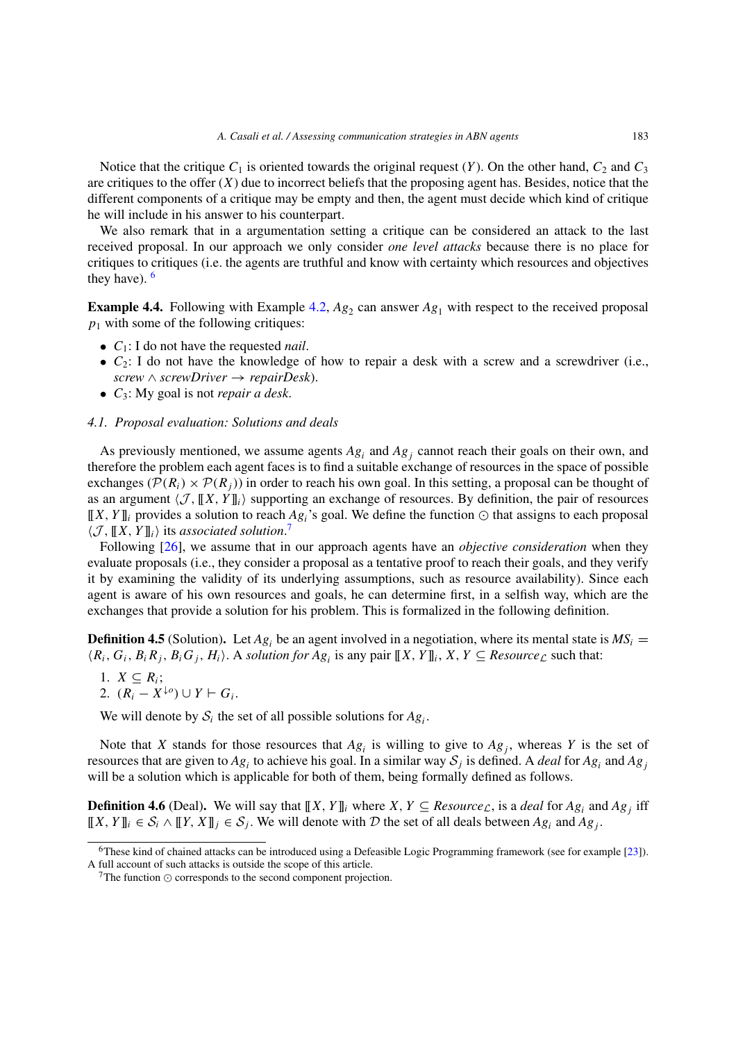Notice that the critique $C_1$ is oriented towards the original request ($Y$). On the other hand, $C_2$ and $C_3$ are critiques to the offer ($X$) due to incorrect beliefs that the proposing agent has. Besides, notice that the different components of a critique may be empty and then, the agent must decide which kind of critique he will include in his answer to his counterpart.

We also remark that in a argumentation setting a critique can be considered an attack to the last received proposal. In our approach we only consider *one level attacks* because there is no place for critiques to critiques (i.e. the agents are truthful and know with certainty which resources and objectives they have). [6]

**Example 4.4.** Following with Example 4.2, $Ag_2$ can answer $Ag_1$ with respect to the received proposal $p_1$ with some of the following critiques:

- $C_1$: I do not have the requested *nail*.
- $C_2$: I do not have the knowledge of how to repair a desk with a screw and a screwdriver (i.e., $screw \wedge screwDriver \rightarrow repairDesk$).
- $C_3$: My goal is not *repair a desk*.

### 4.1. Proposal evaluation: Solutions and deals

As previously mentioned, we assume agents $Ag_i$ and $Ag_j$ cannot reach their goals on their own, and therefore the problem each agent faces is to find a suitable exchange of resources in the space of possible exchanges ($\mathcal{P}(R_i) \times \mathcal{P}(R_j)$) in order to reach his own goal. In this setting, a proposal can be thought of as an argument $\langle \mathcal{J}, [\![X, Y]\!]_i \rangle$ supporting an exchange of resources. By definition, the pair of resources $[\![X, Y]\!]_i$ provides a solution to reach $Ag_i$'s goal. We define the function $\odot$ that assigns to each proposal $\langle \mathcal{J}, [\![X, Y]\!]_i \rangle$ its *associated solution*.[7]

Following [26], we assume that in our approach agents have an *objective consideration* when they evaluate proposals (i.e., they consider a proposal as a tentative proof to reach their goals, and they verify it by examining the validity of its underlying assumptions, such as resource availability). Since each agent is aware of his own resources and goals, he can determine first, in a selfish way, which are the exchanges that provide a solution for his problem. This is formalized in the following definition.

**Definition 4.5** (Solution). Let $Ag_i$ be an agent involved in a negotiation, where its mental state is $MS_i = \langle R_i, G_i, B_i R_j, B_i G_j, H_i \rangle$. A *solution for* $Ag_i$ is any pair $[\![X, Y]\!]_i$, $X, Y \subseteq Resource_{\mathcal{L}}$ such that:

1. $X \subseteq R_i$;
2. $(R_i - X^{\downarrow o}) \cup Y \vdash G_i$.

We will denote by $\mathcal{S}_i$ the set of all possible solutions for $Ag_i$.

Note that $X$ stands for those resources that $Ag_i$ is willing to give to $Ag_j$, whereas $Y$ is the set of resources that are given to $Ag_i$ to achieve his goal. In a similar way $\mathcal{S}_j$ is defined. A *deal* for $Ag_i$ and $Ag_j$ will be a solution which is applicable for both of them, being formally defined as follows.

**Definition 4.6** (Deal). We will say that $[\![X, Y]\!]_i$ where $X, Y \subseteq Resource_{\mathcal{L}}$, is a *deal* for $Ag_i$ and $Ag_j$ iff $[\![X, Y]\!]_i \in \mathcal{S}_i \wedge [\![Y, X]\!]_j \in \mathcal{S}_j$. We will denote with $\mathcal{D}$ the set of all deals between $Ag_i$ and $Ag_j$.

---

[6] These kind of chained attacks can be introduced using a Defeasible Logic Programming framework (see for example [23]). A full account of such attacks is outside the scope of this article.

[7] The function $\odot$ corresponds to the second component projection.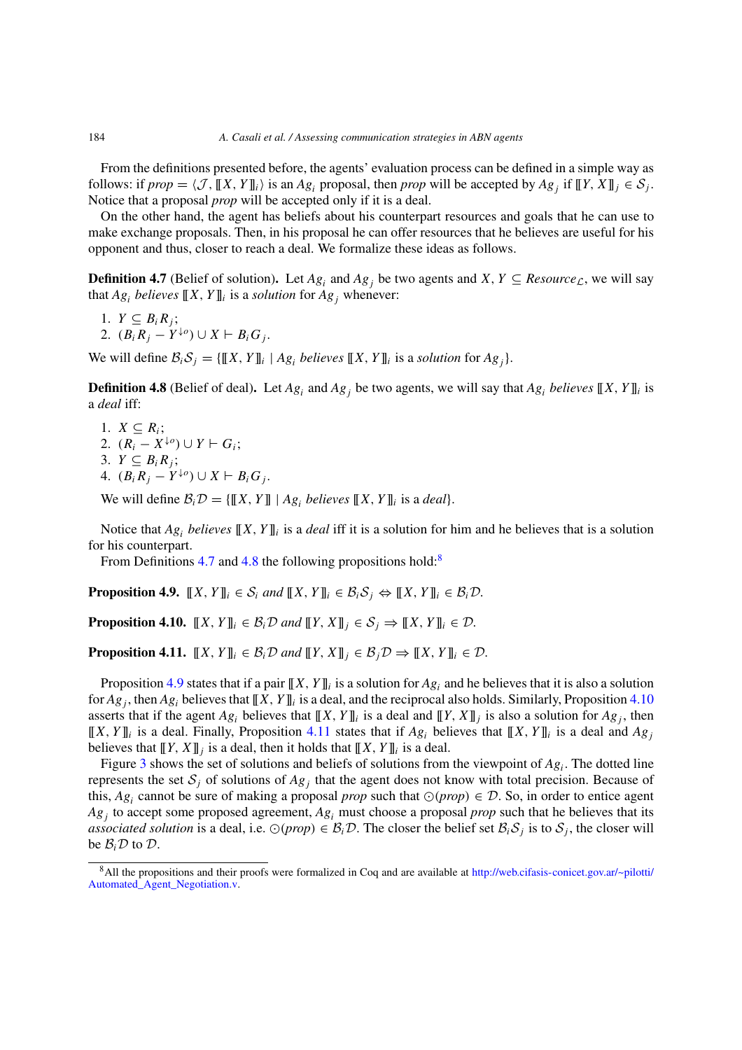From the definitions presented before, the agents' evaluation process can be defined in a simple way as follows: if $prop = \langle \mathcal{J}, [\![X, Y]\!]_i \rangle$ is an $Ag_i$ proposal, then *prop* will be accepted by $Ag_j$ if $[\![Y, X]\!]_j \in \mathcal{S}_j$. Notice that a proposal *prop* will be accepted only if it is a deal.

On the other hand, the agent has beliefs about his counterpart resources and goals that he can use to make exchange proposals. Then, in his proposal he can offer resources that he believes are useful for his opponent and thus, closer to reach a deal. We formalize these ideas as follows.

**Definition 4.7** (Belief of solution)**.** Let $Ag_i$ and $Ag_j$ be two agents and $X, Y \subseteq Resource_{\mathcal{L}}$, we will say that $Ag_i$ *believes* $[\![X, Y]\!]_i$ is a *solution* for $Ag_j$ whenever:

1. $Y \subseteq B_i R_j$;
2. $(B_i R_j - Y^{\downarrow o}) \cup X \vdash B_i G_j$.

We will define $\mathcal{B}_i\mathcal{S}_j = \{[\![X, Y]\!]_i \mid Ag_i \textit{ believes } [\![X, Y]\!]_i \text{ is a } \textit{solution} \text{ for } Ag_j\}$.

**Definition 4.8** (Belief of deal)**.** Let $Ag_i$ and $Ag_j$ be two agents, we will say that $Ag_i$ *believes* $[\![X, Y]\!]_i$ is a *deal* iff:

1. $X \subseteq R_i$;
2. $(R_i - X^{\downarrow o}) \cup Y \vdash G_i$;
3. $Y \subseteq B_i R_j$;
4. $(B_i R_j - Y^{\downarrow o}) \cup X \vdash B_i G_j$.

We will define $\mathcal{B}_i\mathcal{D} = \{[\![X, Y]\!] \mid Ag_i \textit{ believes } [\![X, Y]\!]_i \text{ is a } \textit{deal}\}$.

Notice that $Ag_i$ *believes* $[\![X, Y]\!]_i$ is a *deal* iff it is a solution for him and he believes that is a solution for his counterpart.

From Definitions 4.7 and 4.8 the following propositions hold:[8]

**Proposition 4.9.** $[\![X, Y]\!]_i \in \mathcal{S}_i$ *and* $[\![X, Y]\!]_i \in \mathcal{B}_i\mathcal{S}_j \Leftrightarrow [\![X, Y]\!]_i \in \mathcal{B}_i\mathcal{D}$.

**Proposition 4.10.** $[\![X, Y]\!]_i \in \mathcal{B}_i\mathcal{D}$ *and* $[\![Y, X]\!]_j \in \mathcal{S}_j \Rightarrow [\![X, Y]\!]_i \in \mathcal{D}$.

**Proposition 4.11.** $[\![X, Y]\!]_i \in \mathcal{B}_i\mathcal{D}$ *and* $[\![Y, X]\!]_j \in \mathcal{B}_j\mathcal{D} \Rightarrow [\![X, Y]\!]_i \in \mathcal{D}$.

Proposition 4.9 states that if a pair $[\![X, Y]\!]_i$ is a solution for $Ag_i$ and he believes that it is also a solution for $Ag_j$, then $Ag_i$ believes that $[\![X, Y]\!]_i$ is a deal, and the reciprocal also holds. Similarly, Proposition 4.10 asserts that if the agent $Ag_i$ believes that $[\![X, Y]\!]_i$ is a deal and $[\![Y, X]\!]_j$ is also a solution for $Ag_j$, then $[\![X, Y]\!]_i$ is a deal. Finally, Proposition 4.11 states that if $Ag_i$ believes that $[\![X, Y]\!]_i$ is a deal and $Ag_j$ believes that $[\![Y, X]\!]_j$ is a deal, then it holds that $[\![X, Y]\!]_i$ is a deal.

Figure 3 shows the set of solutions and beliefs of solutions from the viewpoint of $Ag_i$. The dotted line represents the set $\mathcal{S}_j$ of solutions of $Ag_j$ that the agent does not know with total precision. Because of this, $Ag_i$ cannot be sure of making a proposal *prop* such that $\odot(prop) \in \mathcal{D}$. So, in order to entice agent $Ag_j$ to accept some proposed agreement, $Ag_i$ must choose a proposal *prop* such that he believes that its *associated solution* is a deal, i.e. $\odot(prop) \in \mathcal{B}_i\mathcal{D}$. The closer the belief set $\mathcal{B}_i\mathcal{S}_j$ is to $\mathcal{S}_j$, the closer will be $\mathcal{B}_i\mathcal{D}$ to $\mathcal{D}$.

[8] All the propositions and their proofs were formalized in Coq and are available at http://web.cifasis-conicet.gov.ar/~pilotti/Automated_Agent_Negotiation.v.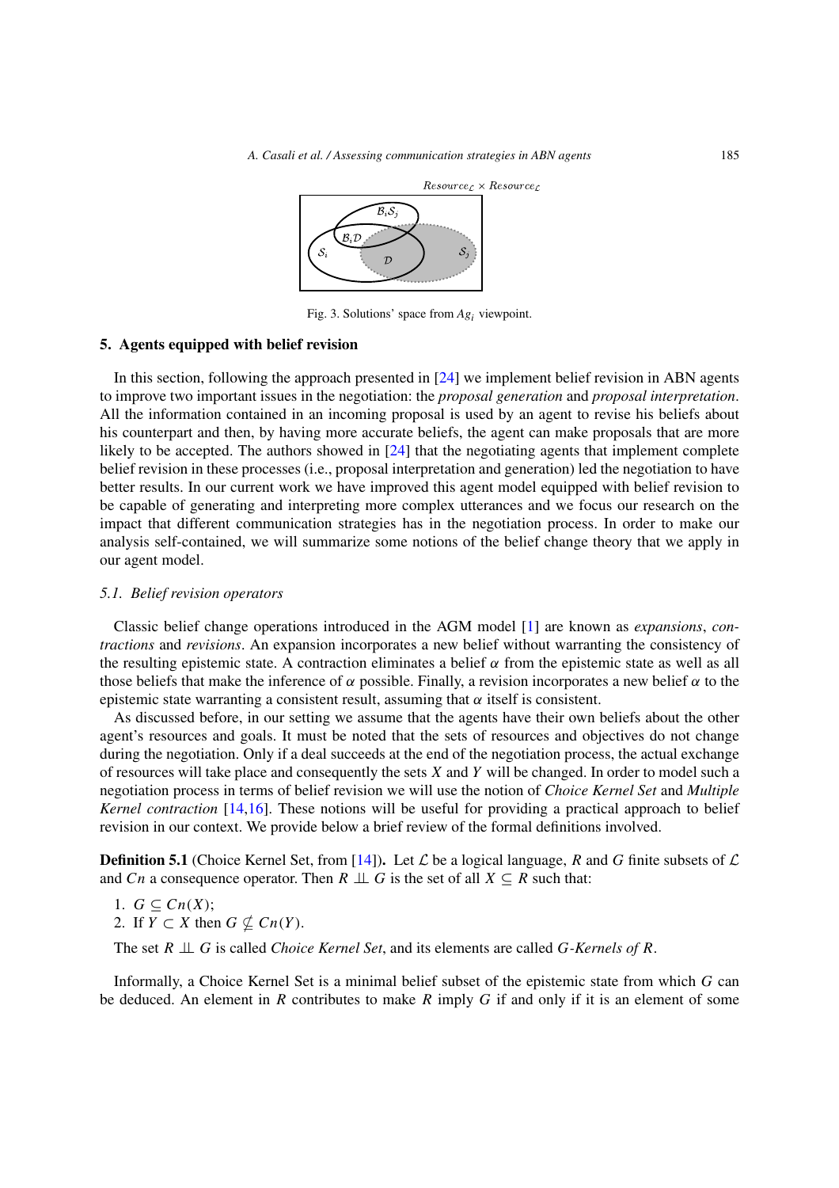Fig. 3. Solutions' space from $Ag_i$ viewpoint.

## 5. Agents equipped with belief revision

In this section, following the approach presented in [24] we implement belief revision in ABN agents to improve two important issues in the negotiation: the *proposal generation* and *proposal interpretation*. All the information contained in an incoming proposal is used by an agent to revise his beliefs about his counterpart and then, by having more accurate beliefs, the agent can make proposals that are more likely to be accepted. The authors showed in [24] that the negotiating agents that implement complete belief revision in these processes (i.e., proposal interpretation and generation) led the negotiation to have better results. In our current work we have improved this agent model equipped with belief revision to be capable of generating and interpreting more complex utterances and we focus our research on the impact that different communication strategies has in the negotiation process. In order to make our analysis self-contained, we will summarize some notions of the belief change theory that we apply in our agent model.

### 5.1. Belief revision operators

Classic belief change operations introduced in the AGM model [1] are known as *expansions*, *contractions* and *revisions*. An expansion incorporates a new belief without warranting the consistency of the resulting epistemic state. A contraction eliminates a belief $\alpha$ from the epistemic state as well as all those beliefs that make the inference of $\alpha$ possible. Finally, a revision incorporates a new belief $\alpha$ to the epistemic state warranting a consistent result, assuming that $\alpha$ itself is consistent.

As discussed before, in our setting we assume that the agents have their own beliefs about the other agent's resources and goals. It must be noted that the sets of resources and objectives do not change during the negotiation. Only if a deal succeeds at the end of the negotiation process, the actual exchange of resources will take place and consequently the sets $X$ and $Y$ will be changed. In order to model such a negotiation process in terms of belief revision we will use the notion of *Choice Kernel Set* and *Multiple Kernel contraction* [14,16]. These notions will be useful for providing a practical approach to belief revision in our context. We provide below a brief review of the formal definitions involved.

**Definition 5.1** (Choice Kernel Set, from [14]). Let $\mathcal{L}$ be a logical language, $R$ and $G$ finite subsets of $\mathcal{L}$ and $Cn$ a consequence operator. Then $R \perp\!\!\!\perp G$ is the set of all $X \subseteq R$ such that:

1. $G \subseteq Cn(X)$;
2. If $Y \subset X$ then $G \nsubseteq Cn(Y)$.

The set $R \perp\!\!\!\perp G$ is called *Choice Kernel Set*, and its elements are called *G-Kernels of R*.

Informally, a Choice Kernel Set is a minimal belief subset of the epistemic state from which $G$ can be deduced. An element in $R$ contributes to make $R$ imply $G$ if and only if it is an element of some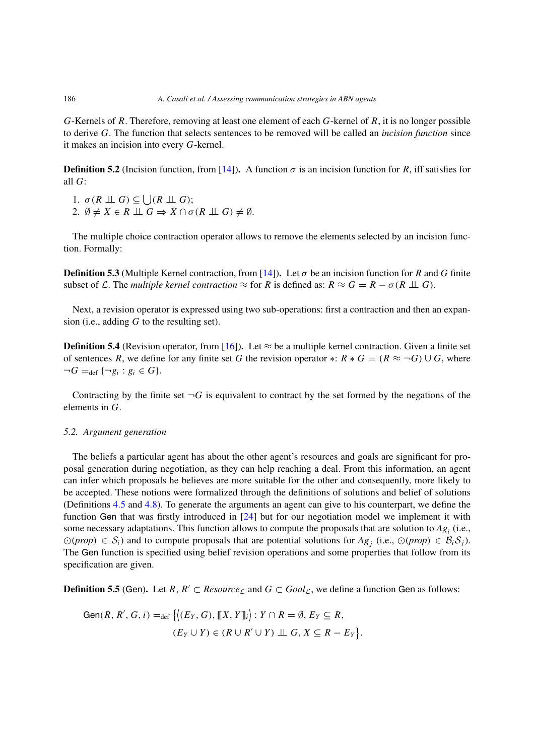$G$-Kernels of $R$. Therefore, removing at least one element of each $G$-kernel of $R$, it is no longer possible to derive $G$. The function that selects sentences to be removed will be called an *incision function* since it makes an incision into every $G$-kernel.

**Definition 5.2** (Incision function, from [14]). A function $\sigma$ is an incision function for $R$, iff satisfies for all $G$:

1. $\sigma(R \perp\!\!\!\perp G) \subseteq \bigcup(R \perp\!\!\!\perp G)$;
2. $\emptyset \neq X \in R \perp\!\!\!\perp G \Rightarrow X \cap \sigma(R \perp\!\!\!\perp G) \neq \emptyset$.

The multiple choice contraction operator allows to remove the elements selected by an incision function. Formally:

**Definition 5.3** (Multiple Kernel contraction, from [14]). Let $\sigma$ be an incision function for $R$ and $G$ finite subset of $\mathcal{L}$. The *multiple kernel contraction* $\approx$ for $R$ is defined as: $R \approx G = R - \sigma(R \perp\!\!\!\perp G)$.

Next, a revision operator is expressed using two sub-operations: first a contraction and then an expansion (i.e., adding $G$ to the resulting set).

**Definition 5.4** (Revision operator, from [16]). Let $\approx$ be a multiple kernel contraction. Given a finite set of sentences $R$, we define for any finite set $G$ the revision operator $*$: $R * G = (R \approx \neg G) \cup G$, where $\neg G =_{\text{def}} \{\neg g_i : g_i \in G\}$.

Contracting by the finite set $\neg G$ is equivalent to contract by the set formed by the negations of the elements in $G$.

### 5.2. Argument generation

The beliefs a particular agent has about the other agent's resources and goals are significant for proposal generation during negotiation, as they can help reaching a deal. From this information, an agent can infer which proposals he believes are more suitable for the other and consequently, more likely to be accepted. These notions were formalized through the definitions of solutions and belief of solutions (Definitions 4.5 and 4.8). To generate the arguments an agent can give to his counterpart, we define the function Gen that was firstly introduced in [24] but for our negotiation model we implement it with some necessary adaptations. This function allows to compute the proposals that are solution to $Ag_i$ (i.e., $\odot(prop) \in \mathcal{S}_i$) and to compute proposals that are potential solutions for $Ag_j$ (i.e., $\odot(prop) \in \mathcal{B}_i\mathcal{S}_j$). The Gen function is specified using belief revision operations and some properties that follow from its specification are given.

**Definition 5.5** (Gen). Let $R, R' \subset Resource_{\mathcal{L}}$ and $G \subset Goal_{\mathcal{L}}$, we define a function Gen as follows:

$$\mathsf{Gen}(R, R', G, i) =_{\text{def}} \Big\{\big\langle (E_Y, G), [\![X, Y]\!]_i \big\rangle : Y \cap R = \emptyset, E_Y \subseteq R,$$
$$(E_Y \cup Y) \in (R \cup R' \cup Y) \perp\!\!\!\perp G, X \subseteq R - E_Y\Big\}.$$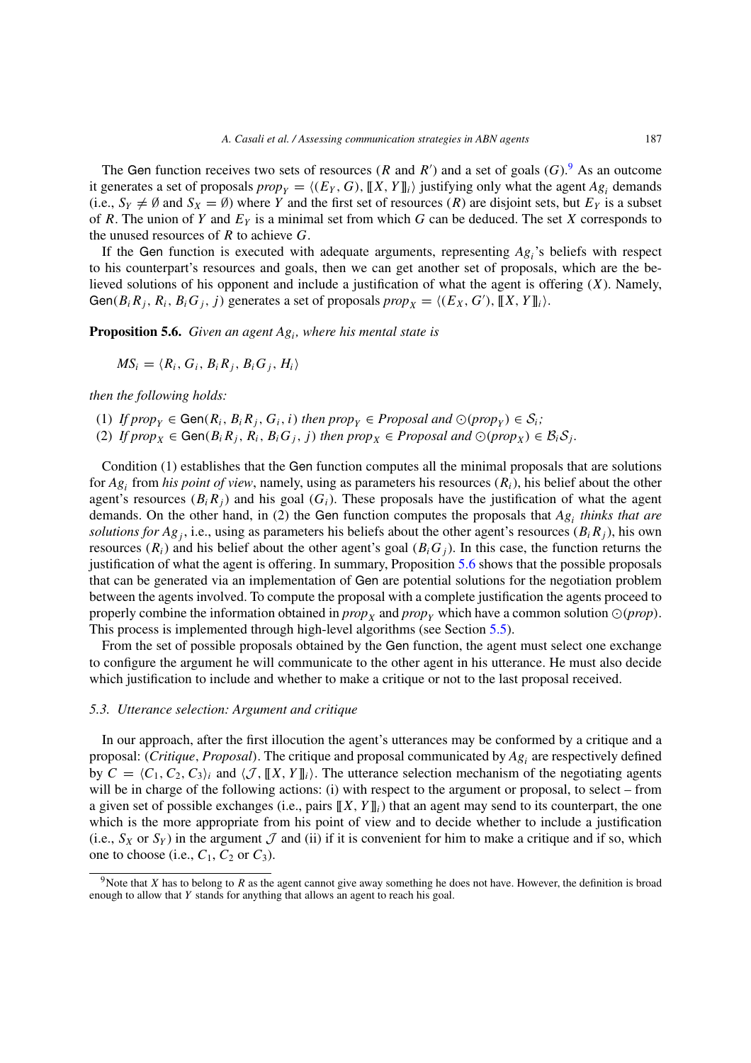The Gen function receives two sets of resources ($R$ and $R'$) and a set of goals ($G$).[9] As an outcome it generates a set of proposals $prop_Y = \langle (E_Y, G), [\![X, Y]\!]_i \rangle$ justifying only what the agent $Ag_i$ demands (i.e., $S_Y \neq \emptyset$ and $S_X = \emptyset$) where $Y$ and the first set of resources ($R$) are disjoint sets, but $E_Y$ is a subset of $R$. The union of $Y$ and $E_Y$ is a minimal set from which $G$ can be deduced. The set $X$ corresponds to the unused resources of $R$ to achieve $G$.

If the Gen function is executed with adequate arguments, representing $Ag_i$'s beliefs with respect to his counterpart's resources and goals, then we can get another set of proposals, which are the believed solutions of his opponent and include a justification of what the agent is offering ($X$). Namely, $\mathsf{Gen}(B_i R_j, R_i, B_i G_j, j)$ generates a set of proposals $prop_X = \langle (E_X, G'), [\![X, Y]\!]_i \rangle$.

**Proposition 5.6.** *Given an agent $Ag_i$, where his mental state is*

$$MS_i = \langle R_i, G_i, B_i R_j, B_i G_j, H_i \rangle$$

*then the following holds:*

(1) *If $prop_Y \in \mathsf{Gen}(R_i, B_i R_j, G_i, i)$ then $prop_Y \in Proposal$ and $\odot(prop_Y) \in \mathcal{S}_i$;*
(2) *If $prop_X \in \mathsf{Gen}(B_i R_j, R_i, B_i G_j, j)$ then $prop_X \in Proposal$ and $\odot(prop_X) \in \mathcal{B}_i \mathcal{S}_j$.*

Condition (1) establishes that the Gen function computes all the minimal proposals that are solutions for $Ag_i$ from *his point of view*, namely, using as parameters his resources ($R_i$), his belief about the other agent's resources ($B_i R_j$) and his goal ($G_i$). These proposals have the justification of what the agent demands. On the other hand, in (2) the Gen function computes the proposals that $Ag_i$ *thinks that are solutions for $Ag_j$*, i.e., using as parameters his beliefs about the other agent's resources ($B_i R_j$), his own resources ($R_i$) and his belief about the other agent's goal ($B_i G_j$). In this case, the function returns the justification of what the agent is offering. In summary, Proposition 5.6 shows that the possible proposals that can be generated via an implementation of Gen are potential solutions for the negotiation problem between the agents involved. To compute the proposal with a complete justification the agents proceed to properly combine the information obtained in $prop_X$ and $prop_Y$ which have a common solution $\odot(prop)$. This process is implemented through high-level algorithms (see Section 5.5).

From the set of possible proposals obtained by the Gen function, the agent must select one exchange to configure the argument he will communicate to the other agent in his utterance. He must also decide which justification to include and whether to make a critique or not to the last proposal received.

### 5.3. Utterance selection: Argument and critique

In our approach, after the first illocution the agent's utterances may be conformed by a critique and a proposal: (*Critique*, *Proposal*). The critique and proposal communicated by $Ag_i$ are respectively defined by $C = \langle C_1, C_2, C_3 \rangle_i$ and $\langle \mathcal{J}, [\![X, Y]\!]_i \rangle$. The utterance selection mechanism of the negotiating agents will be in charge of the following actions: (i) with respect to the argument or proposal, to select – from a given set of possible exchanges (i.e., pairs $[\![X, Y]\!]_i$) that an agent may send to its counterpart, the one which is the more appropriate from his point of view and to decide whether to include a justification (i.e., $S_X$ or $S_Y$) in the argument $\mathcal{J}$ and (ii) if it is convenient for him to make a critique and if so, which one to choose (i.e., $C_1$, $C_2$ or $C_3$).

[9] Note that $X$ has to belong to $R$ as the agent cannot give away something he does not have. However, the definition is broad enough to allow that $Y$ stands for anything that allows an agent to reach his goal.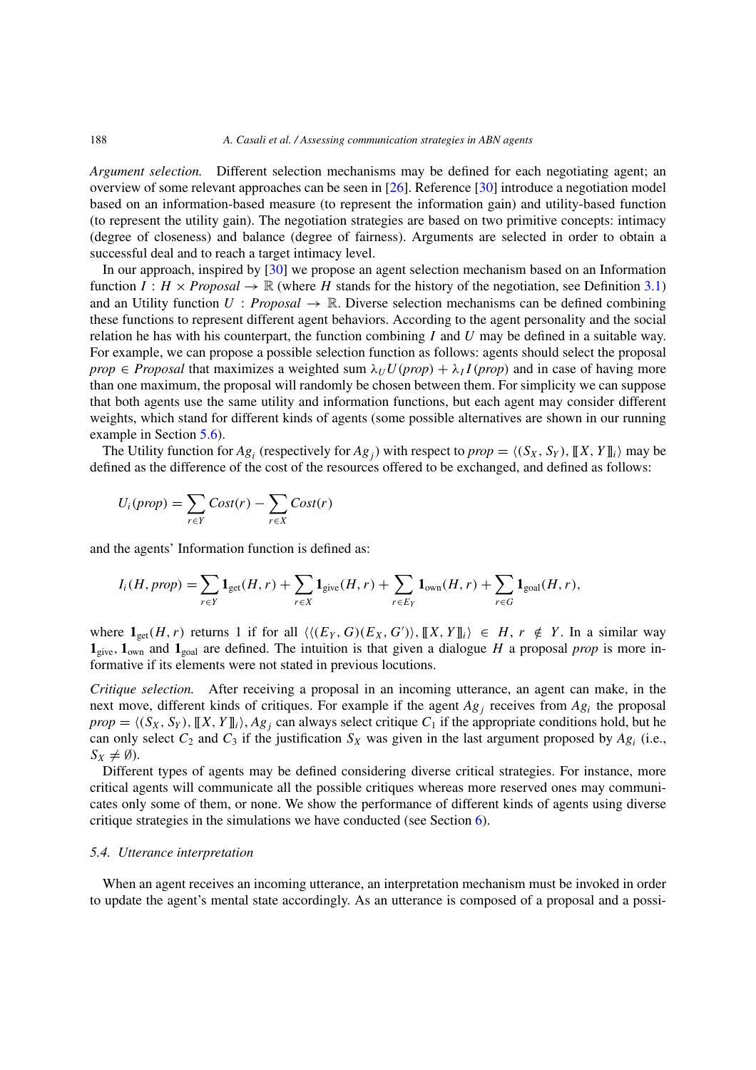*Argument selection.* Different selection mechanisms may be defined for each negotiating agent; an overview of some relevant approaches can be seen in [26]. Reference [30] introduce a negotiation model based on an information-based measure (to represent the information gain) and utility-based function (to represent the utility gain). The negotiation strategies are based on two primitive concepts: intimacy (degree of closeness) and balance (degree of fairness). Arguments are selected in order to obtain a successful deal and to reach a target intimacy level.

In our approach, inspired by [30] we propose an agent selection mechanism based on an Information function $I : H \times Proposal \to \mathbb{R}$ (where $H$ stands for the history of the negotiation, see Definition 3.1) and an Utility function $U : Proposal \to \mathbb{R}$. Diverse selection mechanisms can be defined combining these functions to represent different agent behaviors. According to the agent personality and the social relation he has with his counterpart, the function combining $I$ and $U$ may be defined in a suitable way. For example, we can propose a possible selection function as follows: agents should select the proposal $prop \in Proposal$ that maximizes a weighted sum $\lambda_U U(prop) + \lambda_I I(prop)$ and in case of having more than one maximum, the proposal will randomly be chosen between them. For simplicity we can suppose that both agents use the same utility and information functions, but each agent may consider different weights, which stand for different kinds of agents (some possible alternatives are shown in our running example in Section 5.6).

The Utility function for $Ag_i$ (respectively for $Ag_j$) with respect to $prop = \langle (S_X, S_Y), [\![X, Y]\!]_i \rangle$ may be defined as the difference of the cost of the resources offered to be exchanged, and defined as follows:

$$U_i(prop) = \sum_{r \in Y} Cost(r) - \sum_{r \in X} Cost(r)$$

and the agents' Information function is defined as:

$$I_i(H, prop) = \sum_{r \in Y} \mathbf{1}_{\text{get}}(H, r) + \sum_{r \in X} \mathbf{1}_{\text{give}}(H, r) + \sum_{r \in E_Y} \mathbf{1}_{\text{own}}(H, r) + \sum_{r \in G} \mathbf{1}_{\text{goal}}(H, r),$$

where $\mathbf{1}_{\text{get}}(H, r)$ returns 1 if for all $\langle\langle (E_Y, G)(E_X, G')\rangle, [\![X, Y]\!]_i\rangle \in H$, $r \notin Y$. In a similar way $\mathbf{1}_{\text{give}}$, $\mathbf{1}_{\text{own}}$ and $\mathbf{1}_{\text{goal}}$ are defined. The intuition is that given a dialogue $H$ a proposal $prop$ is more informative if its elements were not stated in previous locutions.

*Critique selection.* After receiving a proposal in an incoming utterance, an agent can make, in the next move, different kinds of critiques. For example if the agent $Ag_j$ receives from $Ag_i$ the proposal $prop = \langle (S_X, S_Y), [\![X, Y]\!]_i \rangle$, $Ag_j$ can always select critique $C_1$ if the appropriate conditions hold, but he can only select $C_2$ and $C_3$ if the justification $S_X$ was given in the last argument proposed by $Ag_i$ (i.e., $S_X \neq \emptyset$).

Different types of agents may be defined considering diverse critical strategies. For instance, more critical agents will communicate all the possible critiques whereas more reserved ones may communicates only some of them, or none. We show the performance of different kinds of agents using diverse critique strategies in the simulations we have conducted (see Section 6).

### 5.4. Utterance interpretation

When an agent receives an incoming utterance, an interpretation mechanism must be invoked in order to update the agent's mental state accordingly. As an utterance is composed of a proposal and a possi-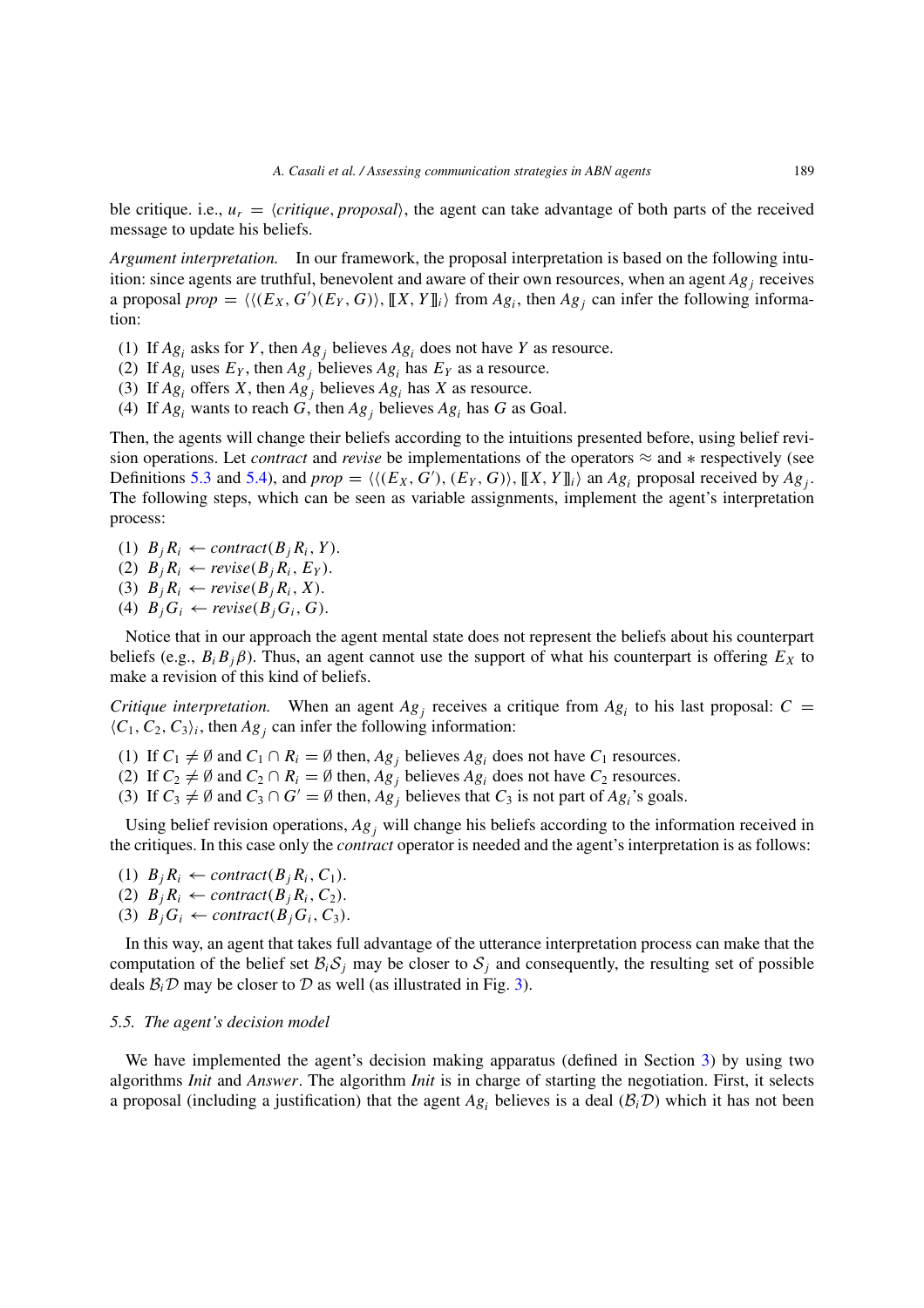ble critique. i.e., $u_r = \langle critique, proposal \rangle$, the agent can take advantage of both parts of the received message to update his beliefs.

*Argument interpretation.* In our framework, the proposal interpretation is based on the following intuition: since agents are truthful, benevolent and aware of their own resources, when an agent $Ag_j$ receives a proposal $prop = \langle\langle(E_X, G')(E_Y, G)\rangle, [\![X, Y]\!]_i\rangle$ from $Ag_i$, then $Ag_j$ can infer the following information:

(1) If $Ag_i$ asks for $Y$, then $Ag_j$ believes $Ag_i$ does not have $Y$ as resource.
(2) If $Ag_i$ uses $E_Y$, then $Ag_j$ believes $Ag_i$ has $E_Y$ as a resource.
(3) If $Ag_i$ offers $X$, then $Ag_j$ believes $Ag_i$ has $X$ as resource.
(4) If $Ag_i$ wants to reach $G$, then $Ag_j$ believes $Ag_i$ has $G$ as Goal.

Then, the agents will change their beliefs according to the intuitions presented before, using belief revision operations. Let *contract* and *revise* be implementations of the operators $\approx$ and $*$ respectively (see Definitions 5.3 and 5.4), and $prop = \langle\langle(E_X, G'), (E_Y, G)\rangle, [\![X, Y]\!]_i\rangle$ an $Ag_i$ proposal received by $Ag_j$. The following steps, which can be seen as variable assignments, implement the agent's interpretation process:

(1) $B_j R_i \leftarrow contract(B_j R_i, Y)$.
(2) $B_j R_i \leftarrow revise(B_j R_i, E_Y)$.
(3) $B_j R_i \leftarrow revise(B_j R_i, X)$.
(4) $B_j G_i \leftarrow revise(B_j G_i, G)$.

Notice that in our approach the agent mental state does not represent the beliefs about his counterpart beliefs (e.g., $B_i B_j \beta$). Thus, an agent cannot use the support of what his counterpart is offering $E_X$ to make a revision of this kind of beliefs.

*Critique interpretation.* When an agent $Ag_j$ receives a critique from $Ag_i$ to his last proposal: $C = \langle C_1, C_2, C_3\rangle_i$, then $Ag_j$ can infer the following information:

(1) If $C_1 \neq \emptyset$ and $C_1 \cap R_i = \emptyset$ then, $Ag_j$ believes $Ag_i$ does not have $C_1$ resources.
(2) If $C_2 \neq \emptyset$ and $C_2 \cap R_i = \emptyset$ then, $Ag_j$ believes $Ag_i$ does not have $C_2$ resources.
(3) If $C_3 \neq \emptyset$ and $C_3 \cap G' = \emptyset$ then, $Ag_j$ believes that $C_3$ is not part of $Ag_i$'s goals.

Using belief revision operations, $Ag_j$ will change his beliefs according to the information received in the critiques. In this case only the *contract* operator is needed and the agent's interpretation is as follows:

(1) $B_j R_i \leftarrow contract(B_j R_i, C_1)$.
(2) $B_j R_i \leftarrow contract(B_j R_i, C_2)$.
(3) $B_j G_i \leftarrow contract(B_j G_i, C_3)$.

In this way, an agent that takes full advantage of the utterance interpretation process can make that the computation of the belief set $\mathcal{B}_i\mathcal{S}_j$ may be closer to $\mathcal{S}_j$ and consequently, the resulting set of possible deals $\mathcal{B}_i\mathcal{D}$ may be closer to $\mathcal{D}$ as well (as illustrated in Fig. 3).

### 5.5. The agent's decision model

We have implemented the agent's decision making apparatus (defined in Section 3) by using two algorithms *Init* and *Answer*. The algorithm *Init* is in charge of starting the negotiation. First, it selects a proposal (including a justification) that the agent $Ag_i$ believes is a deal ($\mathcal{B}_i\mathcal{D}$) which it has not been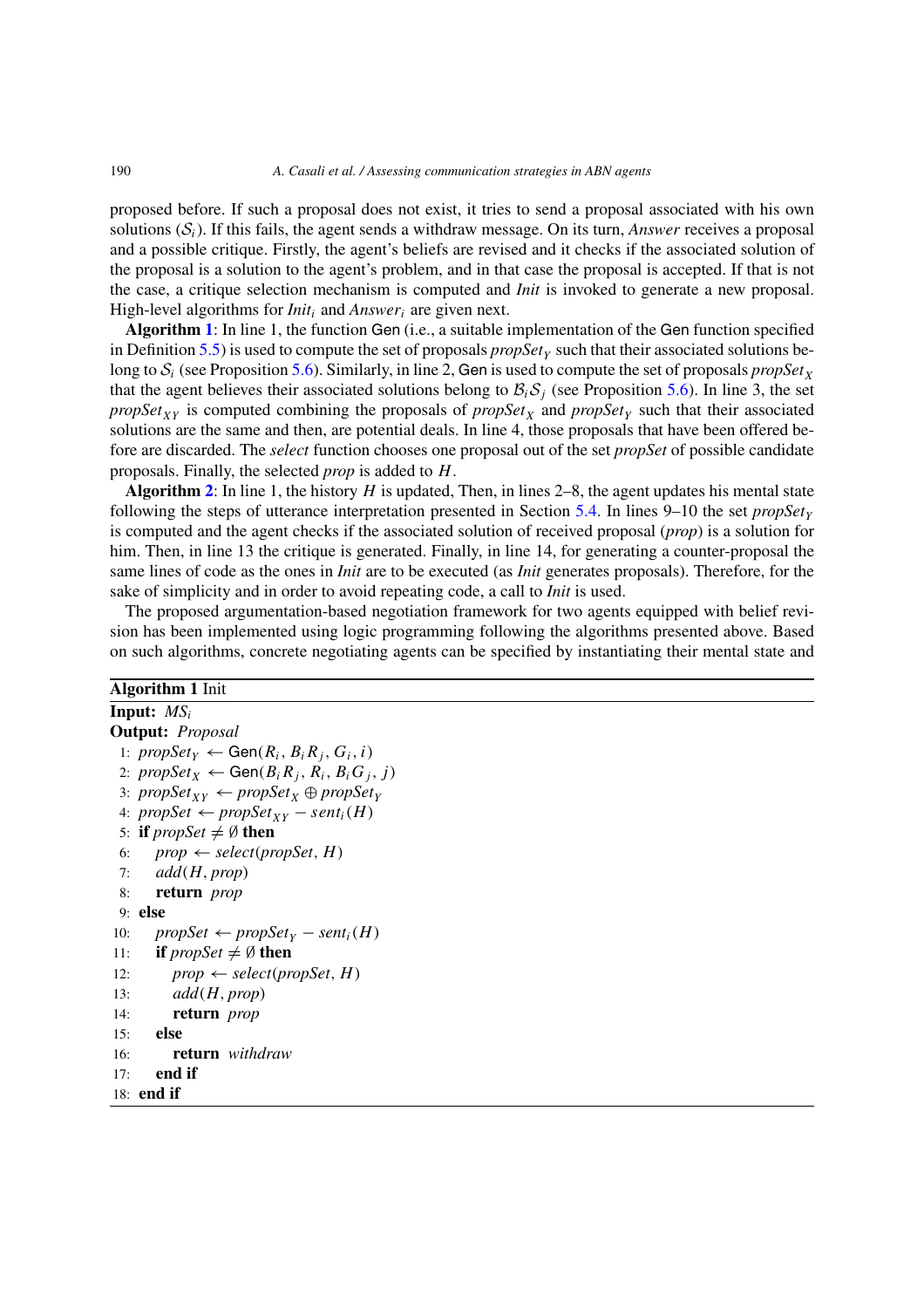proposed before. If such a proposal does not exist, it tries to send a proposal associated with his own solutions ($\mathcal{S}_i$). If this fails, the agent sends a withdraw message. On its turn, *Answer* receives a proposal and a possible critique. Firstly, the agent's beliefs are revised and it checks if the associated solution of the proposal is a solution to the agent's problem, and in that case the proposal is accepted. If that is not the case, a critique selection mechanism is computed and *Init* is invoked to generate a new proposal. High-level algorithms for $Init_i$ and $Answer_i$ are given next.

**Algorithm 1**: In line 1, the function Gen (i.e., a suitable implementation of the Gen function specified in Definition 5.5) is used to compute the set of proposals $propSet_Y$ such that their associated solutions belong to $\mathcal{S}_i$ (see Proposition 5.6). Similarly, in line 2, Gen is used to compute the set of proposals $propSet_X$ that the agent believes their associated solutions belong to $\mathcal{B}_i\mathcal{S}_j$ (see Proposition 5.6). In line 3, the set $propSet_{XY}$ is computed combining the proposals of $propSet_X$ and $propSet_Y$ such that their associated solutions are the same and then, are potential deals. In line 4, those proposals that have been offered before are discarded. The *select* function chooses one proposal out of the set *propSet* of possible candidate proposals. Finally, the selected *prop* is added to $H$.

**Algorithm 2**: In line 1, the history $H$ is updated, Then, in lines 2–8, the agent updates his mental state following the steps of utterance interpretation presented in Section 5.4. In lines 9–10 the set $propSet_Y$ is computed and the agent checks if the associated solution of received proposal (*prop*) is a solution for him. Then, in line 13 the critique is generated. Finally, in line 14, for generating a counter-proposal the same lines of code as the ones in *Init* are to be executed (as *Init* generates proposals). Therefore, for the sake of simplicity and in order to avoid repeating code, a call to *Init* is used.

The proposed argumentation-based negotiation framework for two agents equipped with belief revision has been implemented using logic programming following the algorithms presented above. Based on such algorithms, concrete negotiating agents can be specified by instantiating their mental state and

**Algorithm 1** Init

**Input:** $MS_i$

**Output:** *Proposal*

```
 1: propSet_Y ← Gen(R_i, B_i R_j, G_i, i)
 2: propSet_X ← Gen(B_i R_j, R_i, B_i G_j, j)
 3: propSet_XY ← propSet_X ⊕ propSet_Y
 4: propSet ← propSet_XY − sent_i(H)
 5: if propSet ≠ ∅ then
 6:    prop ← select(propSet, H)
 7:    add(H, prop)
 8:    return prop
 9: else
10:    propSet ← propSet_Y − sent_i(H)
11:    if propSet ≠ ∅ then
12:       prop ← select(propSet, H)
13:       add(H, prop)
14:       return prop
15:    else
16:       return withdraw
17:    end if
18: end if
```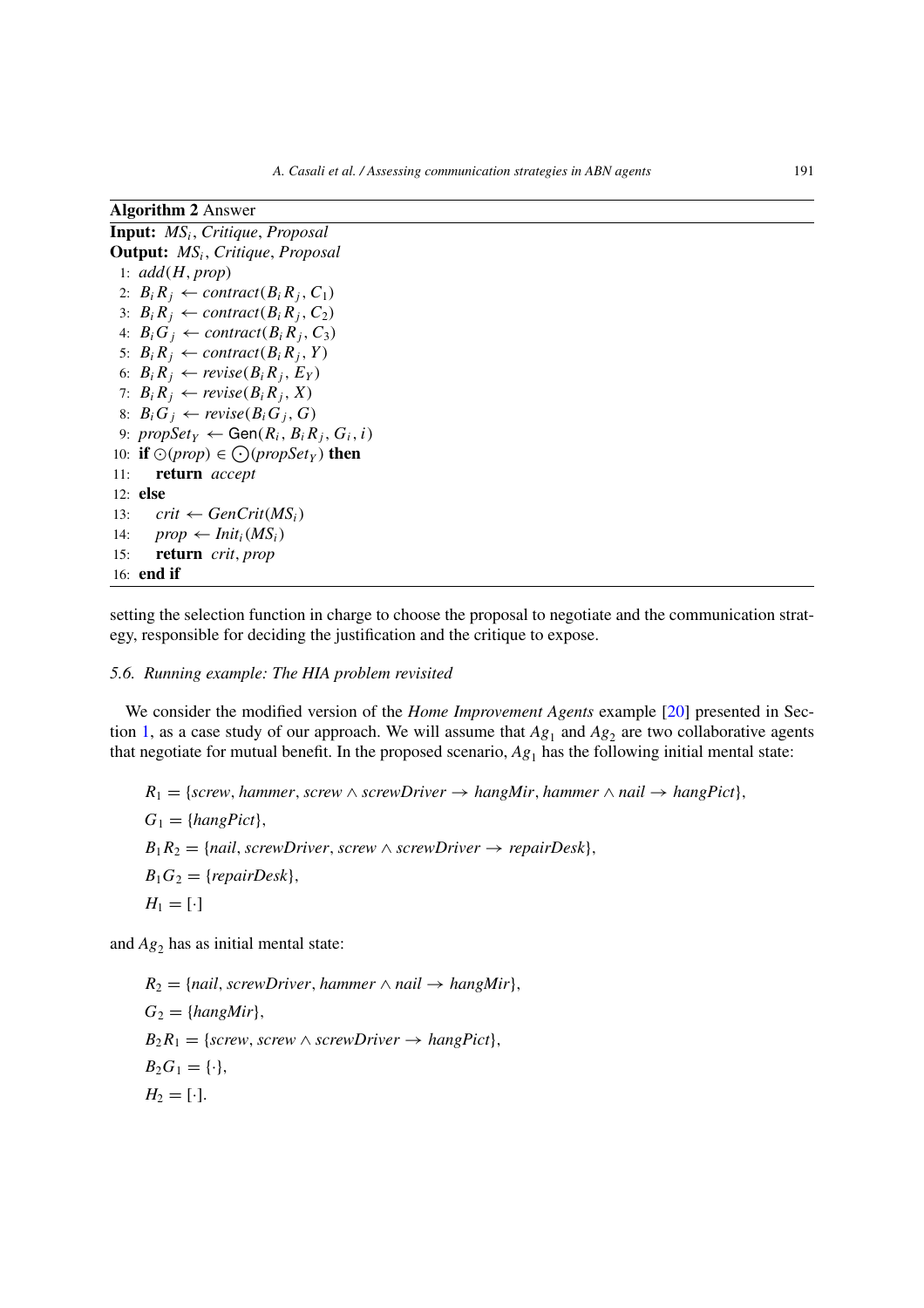**Algorithm 2** Answer

```
Input: MS_i, Critique, Proposal
Output: MS_i, Critique, Proposal
 1: add(H, prop)
 2: B_i R_j ← contract(B_i R_j, C_1)
 3: B_i R_j ← contract(B_i R_j, C_2)
 4: B_i G_j ← contract(B_i R_j, C_3)
 5: B_i R_j ← contract(B_i R_j, Y)
 6: B_i R_j ← revise(B_i R_j, E_Y)
 7: B_i R_j ← revise(B_i R_j, X)
 8: B_i G_j ← revise(B_i G_j, G)
 9: propSet_Y ← Gen(R_i, B_i R_j, G_i, i)
10: if ⊙(prop) ∈ ⨀(propSet_Y) then
11:     return accept
12: else
13:     crit ← GenCrit(MS_i)
14:     prop ← Init_i(MS_i)
15:     return crit, prop
16: end if
```

setting the selection function in charge to choose the proposal to negotiate and the communication strategy, responsible for deciding the justification and the critique to expose.

### 5.6. Running example: The HIA problem revisited

We consider the modified version of the *Home Improvement Agents* example [20] presented in Section 1, as a case study of our approach. We will assume that $Ag_1$ and $Ag_2$ are two collaborative agents that negotiate for mutual benefit. In the proposed scenario, $Ag_1$ has the following initial mental state:

$$R_1 = \{screw, hammer, screw \wedge screwDriver \rightarrow hangMir, hammer \wedge nail \rightarrow hangPict\},$$

$$G_1 = \{hangPict\},$$

$$B_1R_2 = \{nail, screwDriver, screw \wedge screwDriver \rightarrow repairDesk\},$$

$$B_1G_2 = \{repairDesk\},$$

$$H_1 = [\cdot]$$

and $Ag_2$ has as initial mental state:

$$R_2 = \{nail, screwDriver, hammer \wedge nail \rightarrow hangMir\},$$

$$G_2 = \{hangMir\},$$

$$B_2R_1 = \{screw, screw \wedge screwDriver \rightarrow hangPict\},$$

$$B_2G_1 = \{\cdot\},$$

$$H_2 = [\cdot].$$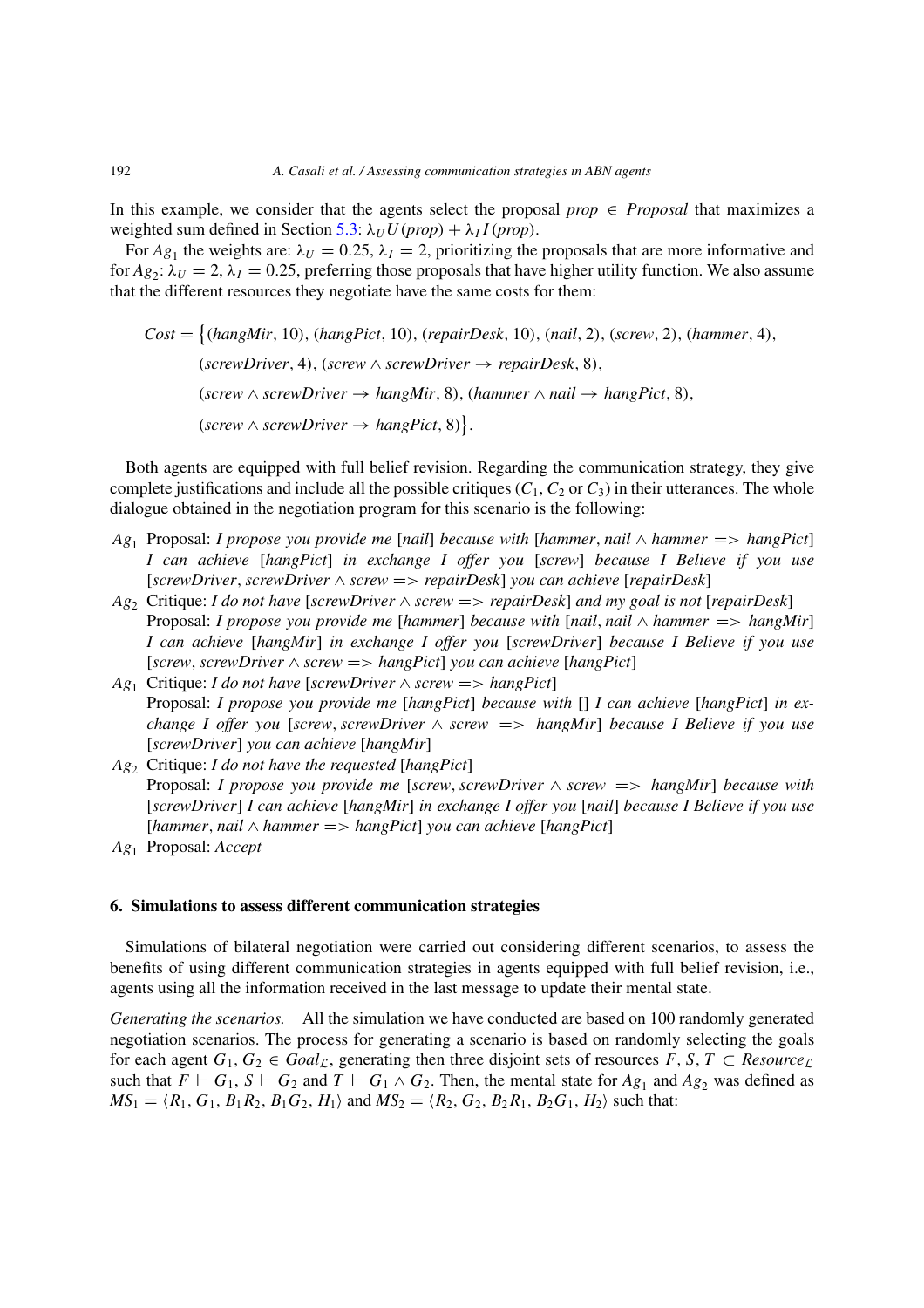In this example, we consider that the agents select the proposal $prop \in Proposal$ that maximizes a weighted sum defined in Section 5.3: $\lambda_U U(prop) + \lambda_I I(prop)$.

For $Ag_1$ the weights are: $\lambda_U = 0.25$, $\lambda_I = 2$, prioritizing the proposals that are more informative and for $Ag_2$: $\lambda_U = 2$, $\lambda_I = 0.25$, preferring those proposals that have higher utility function. We also assume that the different resources they negotiate have the same costs for them:

$$
\begin{aligned}
Cost = \big\{&(hangMir, 10), (hangPict, 10), (repairDesk, 10), (nail, 2), (screw, 2), (hammer, 4),\\
&(screwDriver, 4), (screw \wedge screwDriver \rightarrow repairDesk, 8),\\
&(screw \wedge screwDriver \rightarrow hangMir, 8), (hammer \wedge nail \rightarrow hangPict, 8),\\
&(screw \wedge screwDriver \rightarrow hangPict, 8)\big\}.
\end{aligned}
$$

Both agents are equipped with full belief revision. Regarding the communication strategy, they give complete justifications and include all the possible critiques ($C_1$, $C_2$ or $C_3$) in their utterances. The whole dialogue obtained in the negotiation program for this scenario is the following:

- $Ag_1$ Proposal: *I propose you provide me* [*nail*] *because with* [*hammer*, *nail* $\wedge$ *hammer* => *hangPict*] *I can achieve* [*hangPict*] *in exchange I offer you* [*screw*] *because I Believe if you use* [*screwDriver*, *screwDriver* $\wedge$ *screw* => *repairDesk*] *you can achieve* [*repairDesk*]
- $Ag_2$ Critique: *I do not have* [*screwDriver* $\wedge$ *screw* => *repairDesk*] *and my goal is not* [*repairDesk*]
  Proposal: *I propose you provide me* [*hammer*] *because with* [*nail*, *nail* $\wedge$ *hammer* => *hangMir*] *I can achieve* [*hangMir*] *in exchange I offer you* [*screwDriver*] *because I Believe if you use* [*screw*, *screwDriver* $\wedge$ *screw* => *hangPict*] *you can achieve* [*hangPict*]
- $Ag_1$ Critique: *I do not have* [*screwDriver* $\wedge$ *screw* => *hangPict*]
  Proposal: *I propose you provide me* [*hangPict*] *because with* [] *I can achieve* [*hangPict*] *in exchange I offer you* [*screw*, *screwDriver* $\wedge$ *screw* => *hangMir*] *because I Believe if you use* [*screwDriver*] *you can achieve* [*hangMir*]
- $Ag_2$ Critique: *I do not have the requested* [*hangPict*]
  Proposal: *I propose you provide me* [*screw*, *screwDriver* $\wedge$ *screw* => *hangMir*] *because with* [*screwDriver*] *I can achieve* [*hangMir*] *in exchange I offer you* [*nail*] *because I Believe if you use* [*hammer*, *nail* $\wedge$ *hammer* => *hangPict*] *you can achieve* [*hangPict*]
- $Ag_1$ Proposal: *Accept*

## 6. Simulations to assess different communication strategies

Simulations of bilateral negotiation were carried out considering different scenarios, to assess the benefits of using different communication strategies in agents equipped with full belief revision, i.e., agents using all the information received in the last message to update their mental state.

*Generating the scenarios.* All the simulation we have conducted are based on 100 randomly generated negotiation scenarios. The process for generating a scenario is based on randomly selecting the goals for each agent $G_1, G_2 \in Goal_{\mathcal{L}}$, generating then three disjoint sets of resources $F, S, T \subset Resource_{\mathcal{L}}$ such that $F \vdash G_1$, $S \vdash G_2$ and $T \vdash G_1 \wedge G_2$. Then, the mental state for $Ag_1$ and $Ag_2$ was defined as $MS_1 = \langle R_1, G_1, B_1R_2, B_1G_2, H_1\rangle$ and $MS_2 = \langle R_2, G_2, B_2R_1, B_2G_1, H_2\rangle$ such that: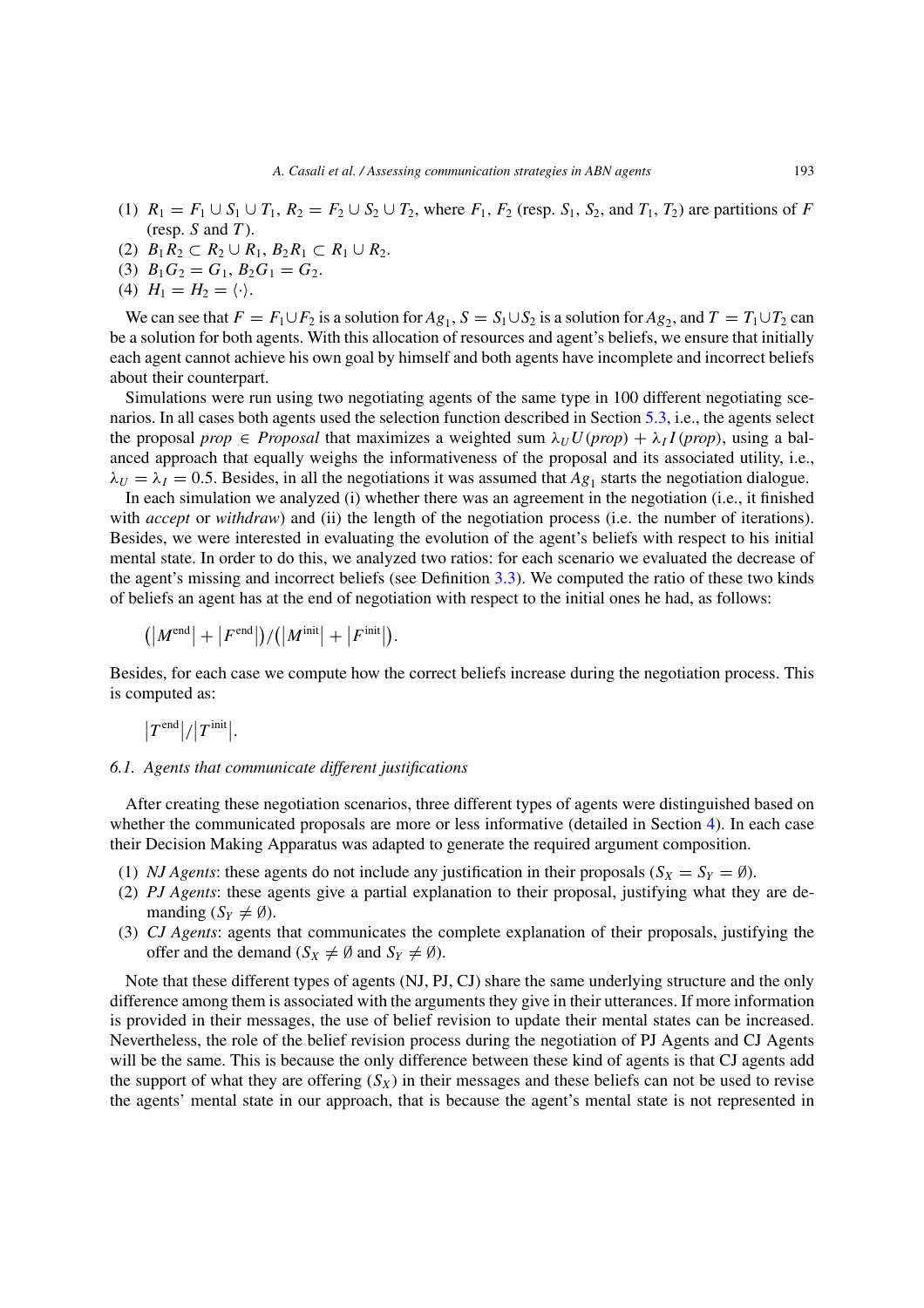(1) $R_1 = F_1 \cup S_1 \cup T_1$, $R_2 = F_2 \cup S_2 \cup T_2$, where $F_1$, $F_2$ (resp. $S_1$, $S_2$, and $T_1$, $T_2$) are partitions of $F$ (resp. $S$ and $T$).
(2) $B_1R_2 \subset R_2 \cup R_1$, $B_2R_1 \subset R_1 \cup R_2$.
(3) $B_1G_2 = G_1$, $B_2G_1 = G_2$.
(4) $H_1 = H_2 = \langle\cdot\rangle$.

We can see that $F = F_1 \cup F_2$ is a solution for $Ag_1$, $S = S_1 \cup S_2$ is a solution for $Ag_2$, and $T = T_1 \cup T_2$ can be a solution for both agents. With this allocation of resources and agent's beliefs, we ensure that initially each agent cannot achieve his own goal by himself and both agents have incomplete and incorrect beliefs about their counterpart.

Simulations were run using two negotiating agents of the same type in 100 different negotiating scenarios. In all cases both agents used the selection function described in Section 5.3, i.e., the agents select the proposal $prop \in Proposal$ that maximizes a weighted sum $\lambda_U U(prop) + \lambda_I I(prop)$, using a balanced approach that equally weighs the informativeness of the proposal and its associated utility, i.e., $\lambda_U = \lambda_I = 0.5$. Besides, in all the negotiations it was assumed that $Ag_1$ starts the negotiation dialogue.

In each simulation we analyzed (i) whether there was an agreement in the negotiation (i.e., it finished with *accept* or *withdraw*) and (ii) the length of the negotiation process (i.e. the number of iterations). Besides, we were interested in evaluating the evolution of the agent's beliefs with respect to his initial mental state. In order to do this, we analyzed two ratios: for each scenario we evaluated the decrease of the agent's missing and incorrect beliefs (see Definition 3.3). We computed the ratio of these two kinds of beliefs an agent has at the end of negotiation with respect to the initial ones he had, as follows:

$$\left(\left|M^{\text{end}}\right| + \left|F^{\text{end}}\right|\right) / \left(\left|M^{\text{init}}\right| + \left|F^{\text{init}}\right|\right).$$

Besides, for each case we compute how the correct beliefs increase during the negotiation process. This is computed as:

$$\left|T^{\text{end}}\right| / \left|T^{\text{init}}\right|.$$

### 6.1. Agents that communicate different justifications

After creating these negotiation scenarios, three different types of agents were distinguished based on whether the communicated proposals are more or less informative (detailed in Section 4). In each case their Decision Making Apparatus was adapted to generate the required argument composition.

(1) *NJ Agents*: these agents do not include any justification in their proposals ($S_X = S_Y = \emptyset$).
(2) *PJ Agents*: these agents give a partial explanation to their proposal, justifying what they are demanding ($S_Y \neq \emptyset$).
(3) *CJ Agents*: agents that communicates the complete explanation of their proposals, justifying the offer and the demand ($S_X \neq \emptyset$ and $S_Y \neq \emptyset$).

Note that these different types of agents (NJ, PJ, CJ) share the same underlying structure and the only difference among them is associated with the arguments they give in their utterances. If more information is provided in their messages, the use of belief revision to update their mental states can be increased. Nevertheless, the role of the belief revision process during the negotiation of PJ Agents and CJ Agents will be the same. This is because the only difference between these kind of agents is that CJ agents add the support of what they are offering ($S_X$) in their messages and these beliefs can not be used to revise the agents' mental state in our approach, that is because the agent's mental state is not represented in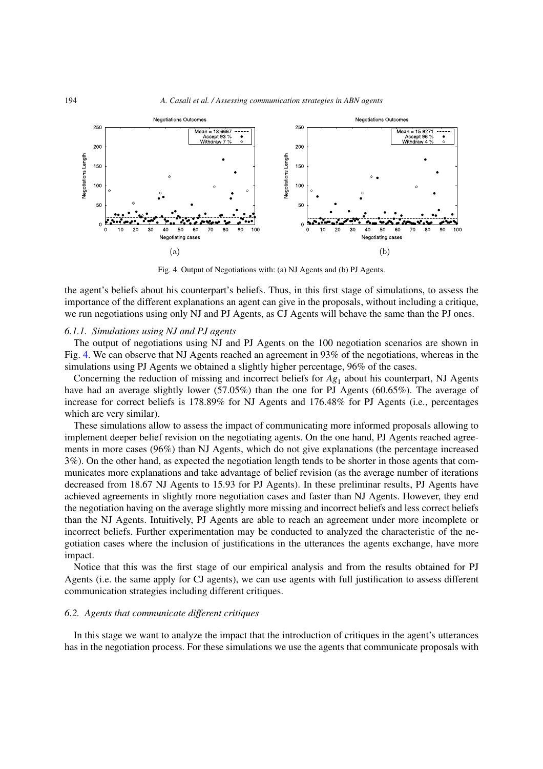Fig. 4. Output of Negotiations with: (a) NJ Agents and (b) PJ Agents.

the agent's beliefs about his counterpart's beliefs. Thus, in this first stage of simulations, to assess the importance of the different explanations an agent can give in the proposals, without including a critique, we run negotiations using only NJ and PJ Agents, as CJ Agents will behave the same than the PJ ones.

#### *6.1.1. Simulations using NJ and PJ agents*

The output of negotiations using NJ and PJ Agents on the 100 negotiation scenarios are shown in Fig. 4. We can observe that NJ Agents reached an agreement in 93% of the negotiations, whereas in the simulations using PJ Agents we obtained a slightly higher percentage, 96% of the cases.

Concerning the reduction of missing and incorrect beliefs for $Ag_1$ about his counterpart, NJ Agents have had an average slightly lower (57.05%) than the one for PJ Agents (60.65%). The average of increase for correct beliefs is 178.89% for NJ Agents and 176.48% for PJ Agents (i.e., percentages which are very similar).

These simulations allow to assess the impact of communicating more informed proposals allowing to implement deeper belief revision on the negotiating agents. On the one hand, PJ Agents reached agreements in more cases (96%) than NJ Agents, which do not give explanations (the percentage increased 3%). On the other hand, as expected the negotiation length tends to be shorter in those agents that communicates more explanations and take advantage of belief revision (as the average number of iterations decreased from 18.67 NJ Agents to 15.93 for PJ Agents). In these preliminar results, PJ Agents have achieved agreements in slightly more negotiation cases and faster than NJ Agents. However, they end the negotiation having on the average slightly more missing and incorrect beliefs and less correct beliefs than the NJ Agents. Intuitively, PJ Agents are able to reach an agreement under more incomplete or incorrect beliefs. Further experimentation may be conducted to analyzed the characteristic of the negotiation cases where the inclusion of justifications in the utterances the agents exchange, have more impact.

Notice that this was the first stage of our empirical analysis and from the results obtained for PJ Agents (i.e. the same apply for CJ agents), we can use agents with full justification to assess different communication strategies including different critiques.

### *6.2. Agents that communicate different critiques*

In this stage we want to analyze the impact that the introduction of critiques in the agent's utterances has in the negotiation process. For these simulations we use the agents that communicate proposals with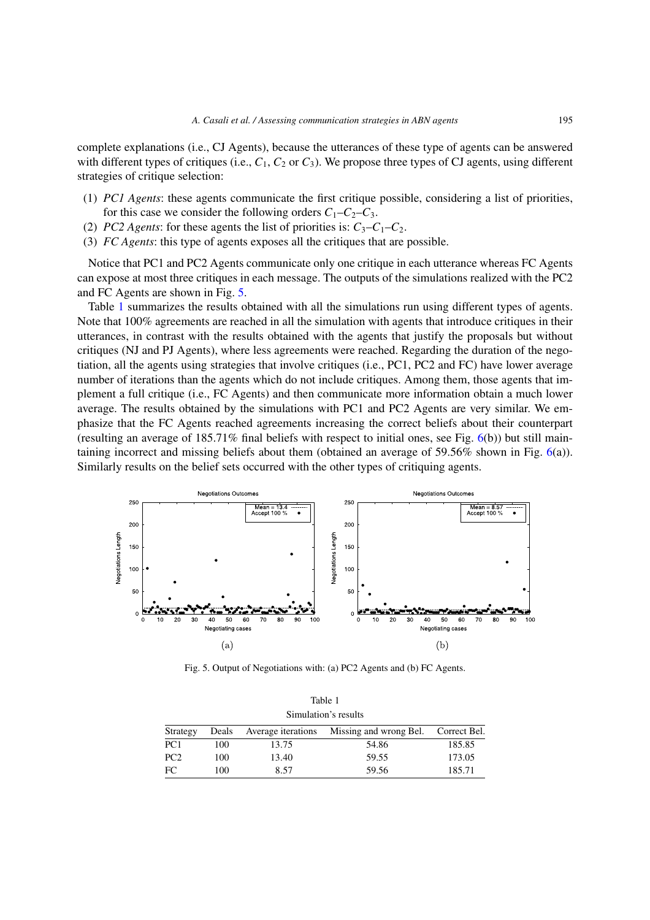complete explanations (i.e., CJ Agents), because the utterances of these type of agents can be answered with different types of critiques (i.e., $C_1$, $C_2$ or $C_3$). We propose three types of CJ agents, using different strategies of critique selection:

(1) *PC1 Agents*: these agents communicate the first critique possible, considering a list of priorities, for this case we consider the following orders $C_1$–$C_2$–$C_3$.
(2) *PC2 Agents*: for these agents the list of priorities is: $C_3$–$C_1$–$C_2$.
(3) *FC Agents*: this type of agents exposes all the critiques that are possible.

Notice that PC1 and PC2 Agents communicate only one critique in each utterance whereas FC Agents can expose at most three critiques in each message. The outputs of the simulations realized with the PC2 and FC Agents are shown in Fig. 5.

Table 1 summarizes the results obtained with all the simulations run using different types of agents. Note that 100% agreements are reached in all the simulation with agents that introduce critiques in their utterances, in contrast with the results obtained with the agents that justify the proposals but without critiques (NJ and PJ Agents), where less agreements were reached. Regarding the duration of the negotiation, all the agents using strategies that involve critiques (i.e., PC1, PC2 and FC) have lower average number of iterations than the agents which do not include critiques. Among them, those agents that implement a full critique (i.e., FC Agents) and then communicate more information obtain a much lower average. The results obtained by the simulations with PC1 and PC2 Agents are very similar. We emphasize that the FC Agents reached agreements increasing the correct beliefs about their counterpart (resulting an average of 185.71% final beliefs with respect to initial ones, see Fig. 6(b)) but still maintaining incorrect and missing beliefs about them (obtained an average of 59.56% shown in Fig. 6(a)). Similarly results on the belief sets occurred with the other types of critiquing agents.

Fig. 5. Output of Negotiations with: (a) PC2 Agents and (b) FC Agents.

Table 1

Simulation's results

| Strategy | Deals | Average iterations | Missing and wrong Bel. | Correct Bel. |
|---|---|---|---|---|
| PC1 | 100 | 13.75 | 54.86 | 185.85 |
| PC2 | 100 | 13.40 | 59.55 | 173.05 |
| FC | 100 | 8.57 | 59.56 | 185.71 |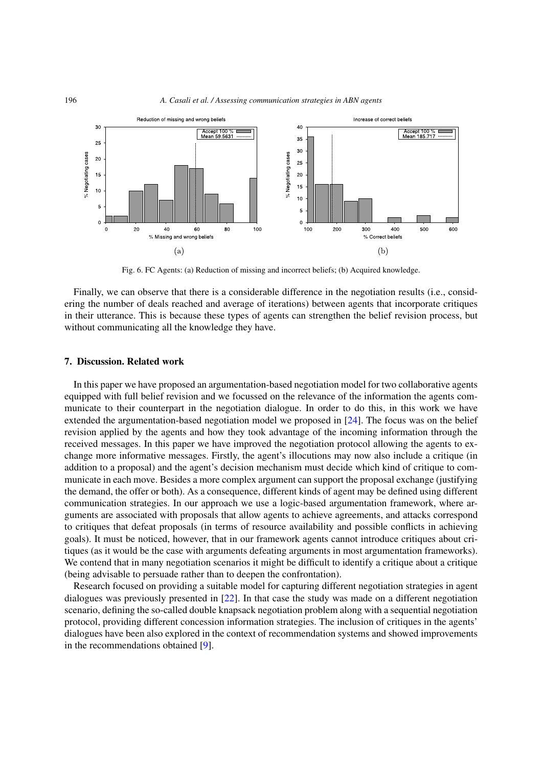Fig. 6. FC Agents: (a) Reduction of missing and incorrect beliefs; (b) Acquired knowledge.

Finally, we can observe that there is a considerable difference in the negotiation results (i.e., considering the number of deals reached and average of iterations) between agents that incorporate critiques in their utterance. This is because these types of agents can strengthen the belief revision process, but without communicating all the knowledge they have.

## 7. Discussion. Related work

In this paper we have proposed an argumentation-based negotiation model for two collaborative agents equipped with full belief revision and we focussed on the relevance of the information the agents communicate to their counterpart in the negotiation dialogue. In order to do this, in this work we have extended the argumentation-based negotiation model we proposed in [24]. The focus was on the belief revision applied by the agents and how they took advantage of the incoming information through the received messages. In this paper we have improved the negotiation protocol allowing the agents to exchange more informative messages. Firstly, the agent's illocutions may now also include a critique (in addition to a proposal) and the agent's decision mechanism must decide which kind of critique to communicate in each move. Besides a more complex argument can support the proposal exchange (justifying the demand, the offer or both). As a consequence, different kinds of agent may be defined using different communication strategies. In our approach we use a logic-based argumentation framework, where arguments are associated with proposals that allow agents to achieve agreements, and attacks correspond to critiques that defeat proposals (in terms of resource availability and possible conflicts in achieving goals). It must be noticed, however, that in our framework agents cannot introduce critiques about critiques (as it would be the case with arguments defeating arguments in most argumentation frameworks). We contend that in many negotiation scenarios it might be difficult to identify a critique about a critique (being advisable to persuade rather than to deepen the confrontation).

Research focused on providing a suitable model for capturing different negotiation strategies in agent dialogues was previously presented in [22]. In that case the study was made on a different negotiation scenario, defining the so-called double knapsack negotiation problem along with a sequential negotiation protocol, providing different concession information strategies. The inclusion of critiques in the agents' dialogues have been also explored in the context of recommendation systems and showed improvements in the recommendations obtained [9].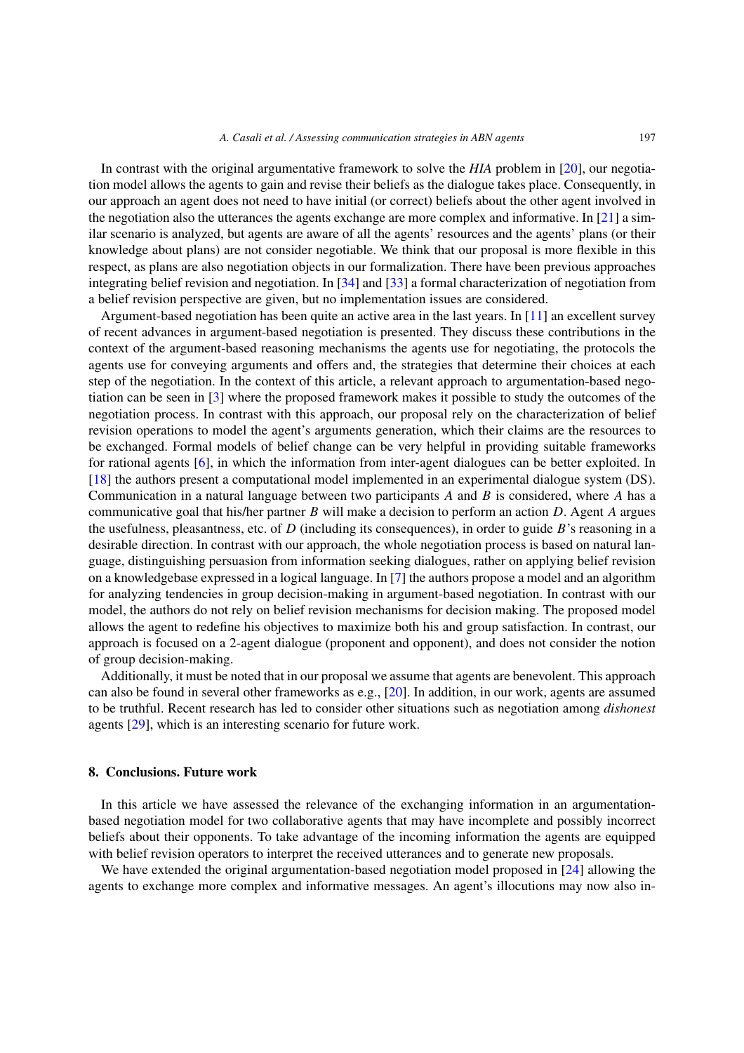In contrast with the original argumentative framework to solve the *HIA* problem in [20], our negotiation model allows the agents to gain and revise their beliefs as the dialogue takes place. Consequently, in our approach an agent does not need to have initial (or correct) beliefs about the other agent involved in the negotiation also the utterances the agents exchange are more complex and informative. In [21] a similar scenario is analyzed, but agents are aware of all the agents' resources and the agents' plans (or their knowledge about plans) are not consider negotiable. We think that our proposal is more flexible in this respect, as plans are also negotiation objects in our formalization. There have been previous approaches integrating belief revision and negotiation. In [34] and [33] a formal characterization of negotiation from a belief revision perspective are given, but no implementation issues are considered.

Argument-based negotiation has been quite an active area in the last years. In [11] an excellent survey of recent advances in argument-based negotiation is presented. They discuss these contributions in the context of the argument-based reasoning mechanisms the agents use for negotiating, the protocols the agents use for conveying arguments and offers and, the strategies that determine their choices at each step of the negotiation. In the context of this article, a relevant approach to argumentation-based negotiation can be seen in [3] where the proposed framework makes it possible to study the outcomes of the negotiation process. In contrast with this approach, our proposal rely on the characterization of belief revision operations to model the agent's arguments generation, which their claims are the resources to be exchanged. Formal models of belief change can be very helpful in providing suitable frameworks for rational agents [6], in which the information from inter-agent dialogues can be better exploited. In [18] the authors present a computational model implemented in an experimental dialogue system (DS). Communication in a natural language between two participants *A* and *B* is considered, where *A* has a communicative goal that his/her partner *B* will make a decision to perform an action *D*. Agent *A* argues the usefulness, pleasantness, etc. of *D* (including its consequences), in order to guide *B*'s reasoning in a desirable direction. In contrast with our approach, the whole negotiation process is based on natural language, distinguishing persuasion from information seeking dialogues, rather on applying belief revision on a knowledgebase expressed in a logical language. In [7] the authors propose a model and an algorithm for analyzing tendencies in group decision-making in argument-based negotiation. In contrast with our model, the authors do not rely on belief revision mechanisms for decision making. The proposed model allows the agent to redefine his objectives to maximize both his and group satisfaction. In contrast, our approach is focused on a 2-agent dialogue (proponent and opponent), and does not consider the notion of group decision-making.

Additionally, it must be noted that in our proposal we assume that agents are benevolent. This approach can also be found in several other frameworks as e.g., [20]. In addition, in our work, agents are assumed to be truthful. Recent research has led to consider other situations such as negotiation among *dishonest* agents [29], which is an interesting scenario for future work.

## 8. Conclusions. Future work

In this article we have assessed the relevance of the exchanging information in an argumentation-based negotiation model for two collaborative agents that may have incomplete and possibly incorrect beliefs about their opponents. To take advantage of the incoming information the agents are equipped with belief revision operators to interpret the received utterances and to generate new proposals.

We have extended the original argumentation-based negotiation model proposed in [24] allowing the agents to exchange more complex and informative messages. An agent's illocutions may now also in-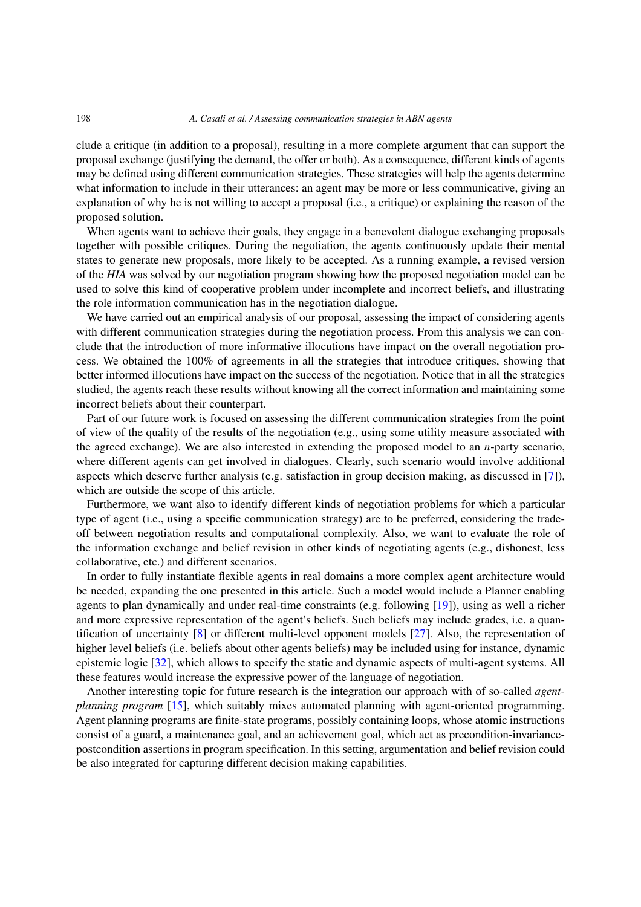clude a critique (in addition to a proposal), resulting in a more complete argument that can support the proposal exchange (justifying the demand, the offer or both). As a consequence, different kinds of agents may be defined using different communication strategies. These strategies will help the agents determine what information to include in their utterances: an agent may be more or less communicative, giving an explanation of why he is not willing to accept a proposal (i.e., a critique) or explaining the reason of the proposed solution.

When agents want to achieve their goals, they engage in a benevolent dialogue exchanging proposals together with possible critiques. During the negotiation, the agents continuously update their mental states to generate new proposals, more likely to be accepted. As a running example, a revised version of the *HIA* was solved by our negotiation program showing how the proposed negotiation model can be used to solve this kind of cooperative problem under incomplete and incorrect beliefs, and illustrating the role information communication has in the negotiation dialogue.

We have carried out an empirical analysis of our proposal, assessing the impact of considering agents with different communication strategies during the negotiation process. From this analysis we can conclude that the introduction of more informative illocutions have impact on the overall negotiation process. We obtained the 100% of agreements in all the strategies that introduce critiques, showing that better informed illocutions have impact on the success of the negotiation. Notice that in all the strategies studied, the agents reach these results without knowing all the correct information and maintaining some incorrect beliefs about their counterpart.

Part of our future work is focused on assessing the different communication strategies from the point of view of the quality of the results of the negotiation (e.g., using some utility measure associated with the agreed exchange). We are also interested in extending the proposed model to an $n$-party scenario, where different agents can get involved in dialogues. Clearly, such scenario would involve additional aspects which deserve further analysis (e.g. satisfaction in group decision making, as discussed in [7]), which are outside the scope of this article.

Furthermore, we want also to identify different kinds of negotiation problems for which a particular type of agent (i.e., using a specific communication strategy) are to be preferred, considering the trade-off between negotiation results and computational complexity. Also, we want to evaluate the role of the information exchange and belief revision in other kinds of negotiating agents (e.g., dishonest, less collaborative, etc.) and different scenarios.

In order to fully instantiate flexible agents in real domains a more complex agent architecture would be needed, expanding the one presented in this article. Such a model would include a Planner enabling agents to plan dynamically and under real-time constraints (e.g. following [19]), using as well a richer and more expressive representation of the agent's beliefs. Such beliefs may include grades, i.e. a quantification of uncertainty [8] or different multi-level opponent models [27]. Also, the representation of higher level beliefs (i.e. beliefs about other agents beliefs) may be included using for instance, dynamic epistemic logic [32], which allows to specify the static and dynamic aspects of multi-agent systems. All these features would increase the expressive power of the language of negotiation.

Another interesting topic for future research is the integration our approach with of so-called *agent-planning program* [15], which suitably mixes automated planning with agent-oriented programming. Agent planning programs are finite-state programs, possibly containing loops, whose atomic instructions consist of a guard, a maintenance goal, and an achievement goal, which act as precondition-invariance-postcondition assertions in program specification. In this setting, argumentation and belief revision could be also integrated for capturing different decision making capabilities.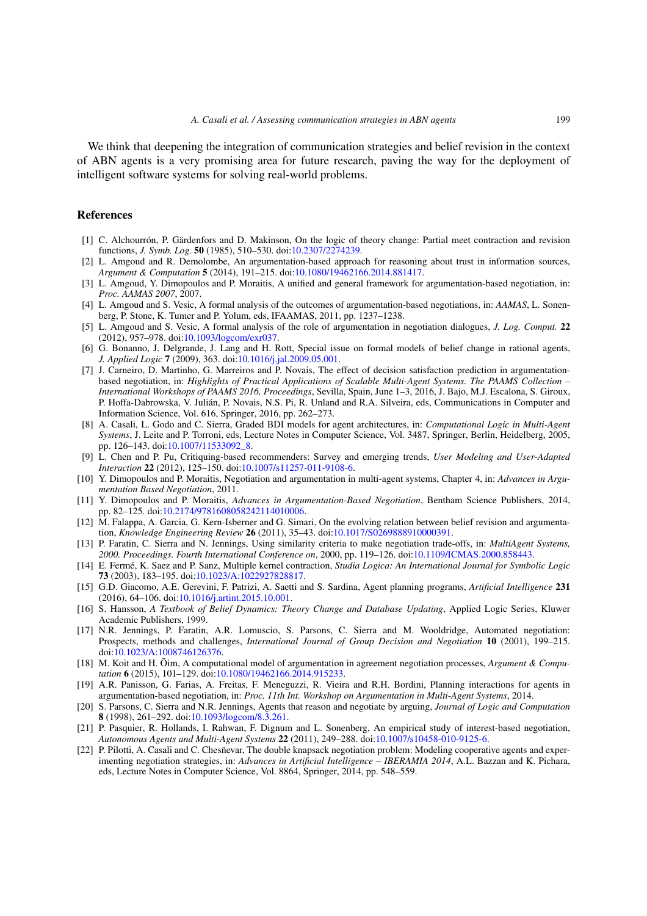We think that deepening the integration of communication strategies and belief revision in the context of ABN agents is a very promising area for future research, paving the way for the deployment of intelligent software systems for solving real-world problems.

## References

[1] C. Alchourrón, P. Gärdenfors and D. Makinson, On the logic of theory change: Partial meet contraction and revision functions, *J. Symb. Log.* **50** (1985), 510–530. doi:10.2307/2274239.

[2] L. Amgoud and R. Demolombe, An argumentation-based approach for reasoning about trust in information sources, *Argument & Computation* **5** (2014), 191–215. doi:10.1080/19462166.2014.881417.

[3] L. Amgoud, Y. Dimopoulos and P. Moraitis, A unified and general framework for argumentation-based negotiation, in: *Proc. AAMAS 2007*, 2007.

[4] L. Amgoud and S. Vesic, A formal analysis of the outcomes of argumentation-based negotiations, in: *AAMAS*, L. Sonenberg, P. Stone, K. Tumer and P. Yolum, eds, IFAAMAS, 2011, pp. 1237–1238.

[5] L. Amgoud and S. Vesic, A formal analysis of the role of argumentation in negotiation dialogues, *J. Log. Comput.* **22** (2012), 957–978. doi:10.1093/logcom/exr037.

[6] G. Bonanno, J. Delgrande, J. Lang and H. Rott, Special issue on formal models of belief change in rational agents, *J. Applied Logic* **7** (2009), 363. doi:10.1016/j.jal.2009.05.001.

[7] J. Carneiro, D. Martinho, G. Marreiros and P. Novais, The effect of decision satisfaction prediction in argumentation-based negotiation, in: *Highlights of Practical Applications of Scalable Multi-Agent Systems. The PAAMS Collection – International Workshops of PAAMS 2016, Proceedings*, Sevilla, Spain, June 1–3, 2016, J. Bajo, M.J. Escalona, S. Giroux, P. Hoffa-Dabrowska, V. Julián, P. Novais, N.S. Pi, R. Unland and R.A. Silveira, eds, Communications in Computer and Information Science, Vol. 616, Springer, 2016, pp. 262–273.

[8] A. Casali, L. Godo and C. Sierra, Graded BDI models for agent architectures, in: *Computational Logic in Multi-Agent Systems*, J. Leite and P. Torroni, eds, Lecture Notes in Computer Science, Vol. 3487, Springer, Berlin, Heidelberg, 2005, pp. 126–143. doi:10.1007/11533092_8.

[9] L. Chen and P. Pu, Critiquing-based recommenders: Survey and emerging trends, *User Modeling and User-Adapted Interaction* **22** (2012), 125–150. doi:10.1007/s11257-011-9108-6.

[10] Y. Dimopoulos and P. Moraitis, Negotiation and argumentation in multi-agent systems, Chapter 4, in: *Advances in Argumentation Based Negotiation*, 2011.

[11] Y. Dimopoulos and P. Moraitis, *Advances in Argumentation-Based Negotiation*, Bentham Science Publishers, 2014, pp. 82–125. doi:10.2174/9781608058242114010006.

[12] M. Falappa, A. Garcia, G. Kern-Isberner and G. Simari, On the evolving relation between belief revision and argumentation, *Knowledge Engineering Review* **26** (2011), 35–43. doi:10.1017/S0269888910000391.

[13] P. Faratin, C. Sierra and N. Jennings, Using similarity criteria to make negotiation trade-offs, in: *MultiAgent Systems, 2000. Proceedings. Fourth International Conference on*, 2000, pp. 119–126. doi:10.1109/ICMAS.2000.858443.

[14] E. Fermé, K. Saez and P. Sanz, Multiple kernel contraction, *Studia Logica: An International Journal for Symbolic Logic* **73** (2003), 183–195. doi:10.1023/A:1022927828817.

[15] G.D. Giacomo, A.E. Gerevini, F. Patrizi, A. Saetti and S. Sardina, Agent planning programs, *Artificial Intelligence* **231** (2016), 64–106. doi:10.1016/j.artint.2015.10.001.

[16] S. Hansson, *A Textbook of Belief Dynamics: Theory Change and Database Updating*, Applied Logic Series, Kluwer Academic Publishers, 1999.

[17] N.R. Jennings, P. Faratin, A.R. Lomuscio, S. Parsons, C. Sierra and M. Wooldridge, Automated negotiation: Prospects, methods and challenges, *International Journal of Group Decision and Negotiation* **10** (2001), 199–215. doi:10.1023/A:1008746126376.

[18] M. Koit and H. Õim, A computational model of argumentation in agreement negotiation processes, *Argument & Computation* **6** (2015), 101–129. doi:10.1080/19462166.2014.915233.

[19] A.R. Panisson, G. Farias, A. Freitas, F. Meneguzzi, R. Vieira and R.H. Bordini, Planning interactions for agents in argumentation-based negotiation, in: *Proc. 11th Int. Workshop on Argumentation in Multi-Agent Systems*, 2014.

[20] S. Parsons, C. Sierra and N.R. Jennings, Agents that reason and negotiate by arguing, *Journal of Logic and Computation* **8** (1998), 261–292. doi:10.1093/logcom/8.3.261.

[21] P. Pasquier, R. Hollands, I. Rahwan, F. Dignum and L. Sonenberg, An empirical study of interest-based negotiation, *Autonomous Agents and Multi-Agent Systems* **22** (2011), 249–288. doi:10.1007/s10458-010-9125-6.

[22] P. Pilotti, A. Casali and C. Chesñevar, The double knapsack negotiation problem: Modeling cooperative agents and experimenting negotiation strategies, in: *Advances in Artificial Intelligence – IBERAMIA 2014*, A.L. Bazzan and K. Pichara, eds, Lecture Notes in Computer Science, Vol. 8864, Springer, 2014, pp. 548–559.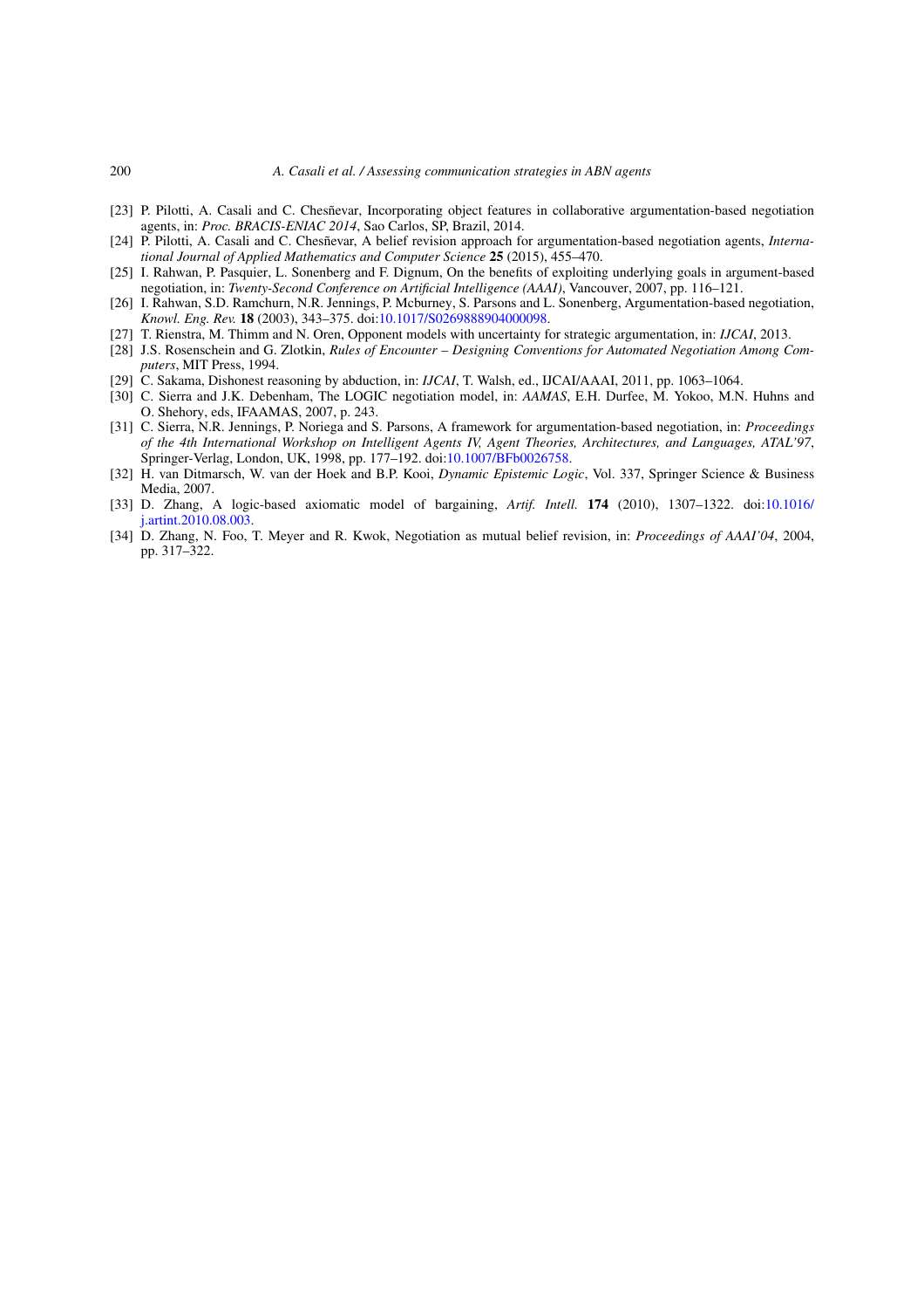[23] P. Pilotti, A. Casali and C. Chesñevar, Incorporating object features in collaborative argumentation-based negotiation agents, in: *Proc. BRACIS-ENIAC 2014*, Sao Carlos, SP, Brazil, 2014.

[24] P. Pilotti, A. Casali and C. Chesñevar, A belief revision approach for argumentation-based negotiation agents, *International Journal of Applied Mathematics and Computer Science* **25** (2015), 455–470.

[25] I. Rahwan, P. Pasquier, L. Sonenberg and F. Dignum, On the benefits of exploiting underlying goals in argument-based negotiation, in: *Twenty-Second Conference on Artificial Intelligence (AAAI)*, Vancouver, 2007, pp. 116–121.

[26] I. Rahwan, S.D. Ramchurn, N.R. Jennings, P. Mcburney, S. Parsons and L. Sonenberg, Argumentation-based negotiation, *Knowl. Eng. Rev.* **18** (2003), 343–375. doi:10.1017/S0269888904000098.

[27] T. Rienstra, M. Thimm and N. Oren, Opponent models with uncertainty for strategic argumentation, in: *IJCAI*, 2013.

[28] J.S. Rosenschein and G. Zlotkin, *Rules of Encounter – Designing Conventions for Automated Negotiation Among Computers*, MIT Press, 1994.

[29] C. Sakama, Dishonest reasoning by abduction, in: *IJCAI*, T. Walsh, ed., IJCAI/AAAI, 2011, pp. 1063–1064.

[30] C. Sierra and J.K. Debenham, The LOGIC negotiation model, in: *AAMAS*, E.H. Durfee, M. Yokoo, M.N. Huhns and O. Shehory, eds, IFAAMAS, 2007, p. 243.

[31] C. Sierra, N.R. Jennings, P. Noriega and S. Parsons, A framework for argumentation-based negotiation, in: *Proceedings of the 4th International Workshop on Intelligent Agents IV, Agent Theories, Architectures, and Languages, ATAL'97*, Springer-Verlag, London, UK, 1998, pp. 177–192. doi:10.1007/BFb0026758.

[32] H. van Ditmarsch, W. van der Hoek and B.P. Kooi, *Dynamic Epistemic Logic*, Vol. 337, Springer Science & Business Media, 2007.

[33] D. Zhang, A logic-based axiomatic model of bargaining, *Artif. Intell.* **174** (2010), 1307–1322. doi:10.1016/j.artint.2010.08.003.

[34] D. Zhang, N. Foo, T. Meyer and R. Kwok, Negotiation as mutual belief revision, in: *Proceedings of AAAI'04*, 2004, pp. 317–322.